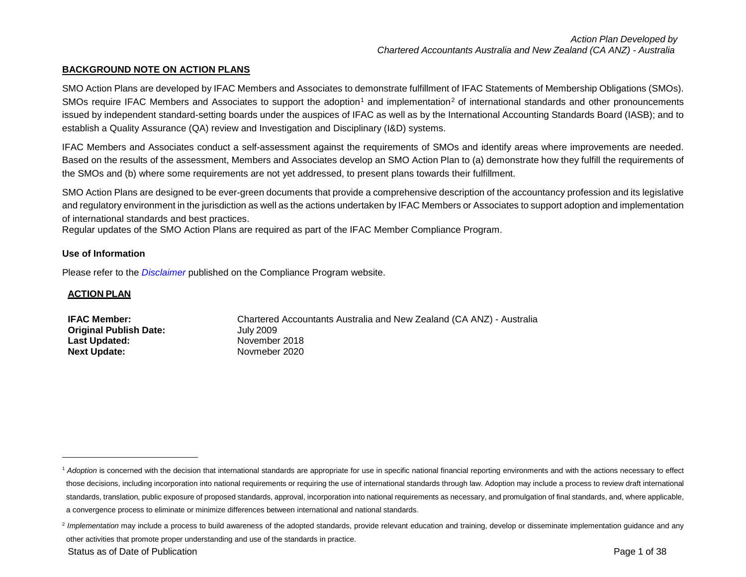*Action Plan Developed by*
*Chartered Accountants Australia and New Zealand (CA ANZ) - Australia*

## BACKGROUND NOTE ON ACTION PLANS

SMO Action Plans are developed by IFAC Members and Associates to demonstrate fulfillment of IFAC Statements of Membership Obligations (SMOs). SMOs require IFAC Members and Associates to support the adoption[1] and implementation[2] of international standards and other pronouncements issued by independent standard-setting boards under the auspices of IFAC as well as by the International Accounting Standards Board (IASB); and to establish a Quality Assurance (QA) review and Investigation and Disciplinary (I&D) systems.

IFAC Members and Associates conduct a self-assessment against the requirements of SMOs and identify areas where improvements are needed. Based on the results of the assessment, Members and Associates develop an SMO Action Plan to (a) demonstrate how they fulfill the requirements of the SMOs and (b) where some requirements are not yet addressed, to present plans towards their fulfillment.

SMO Action Plans are designed to be ever-green documents that provide a comprehensive description of the accountancy profession and its legislative and regulatory environment in the jurisdiction as well as the actions undertaken by IFAC Members or Associates to support adoption and implementation of international standards and best practices.
Regular updates of the SMO Action Plans are required as part of the IFAC Member Compliance Program.

### Use of Information

Please refer to the *Disclaimer* published on the Compliance Program website.

## ACTION PLAN

**IFAC Member:** Chartered Accountants Australia and New Zealand (CA ANZ) - Australia
**Original Publish Date:** July 2009
**Last Updated:** November 2018
**Next Update:** Novmeber 2020

---

[1] *Adoption* is concerned with the decision that international standards are appropriate for use in specific national financial reporting environments and with the actions necessary to effect those decisions, including incorporation into national requirements or requiring the use of international standards through law. Adoption may include a process to review draft international standards, translation, public exposure of proposed standards, approval, incorporation into national requirements as necessary, and promulgation of final standards, and, where applicable, a convergence process to eliminate or minimize differences between international and national standards.

[2] *Implementation* may include a process to build awareness of the adopted standards, provide relevant education and training, develop or disseminate implementation guidance and any other activities that promote proper understanding and use of the standards in practice.

Status as of Date of Publication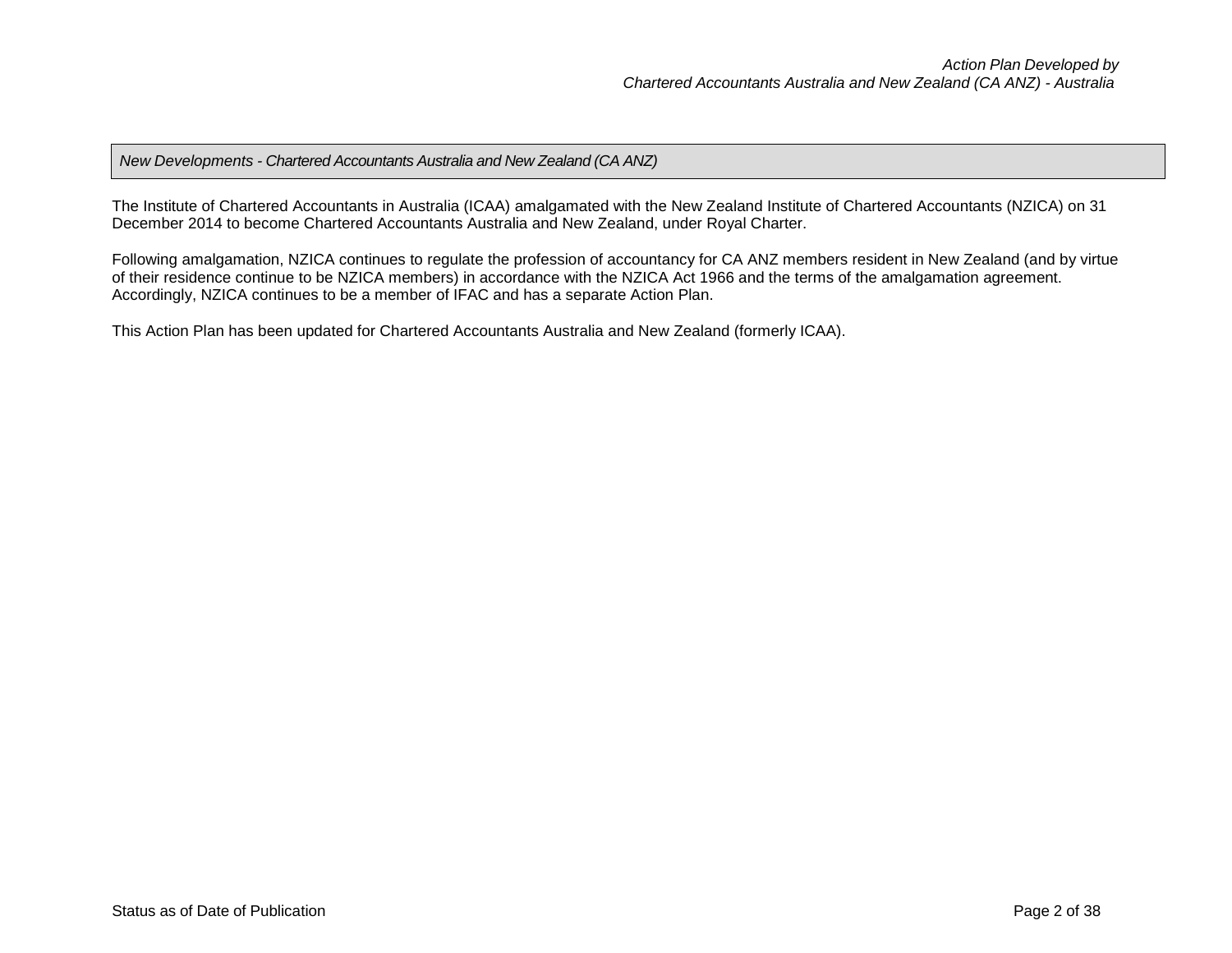*New Developments - Chartered Accountants Australia and New Zealand (CA ANZ)*

The Institute of Chartered Accountants in Australia (ICAA) amalgamated with the New Zealand Institute of Chartered Accountants (NZICA) on 31 December 2014 to become Chartered Accountants Australia and New Zealand, under Royal Charter.

Following amalgamation, NZICA continues to regulate the profession of accountancy for CA ANZ members resident in New Zealand (and by virtue of their residence continue to be NZICA members) in accordance with the NZICA Act 1966 and the terms of the amalgamation agreement. Accordingly, NZICA continues to be a member of IFAC and has a separate Action Plan.

This Action Plan has been updated for Chartered Accountants Australia and New Zealand (formerly ICAA).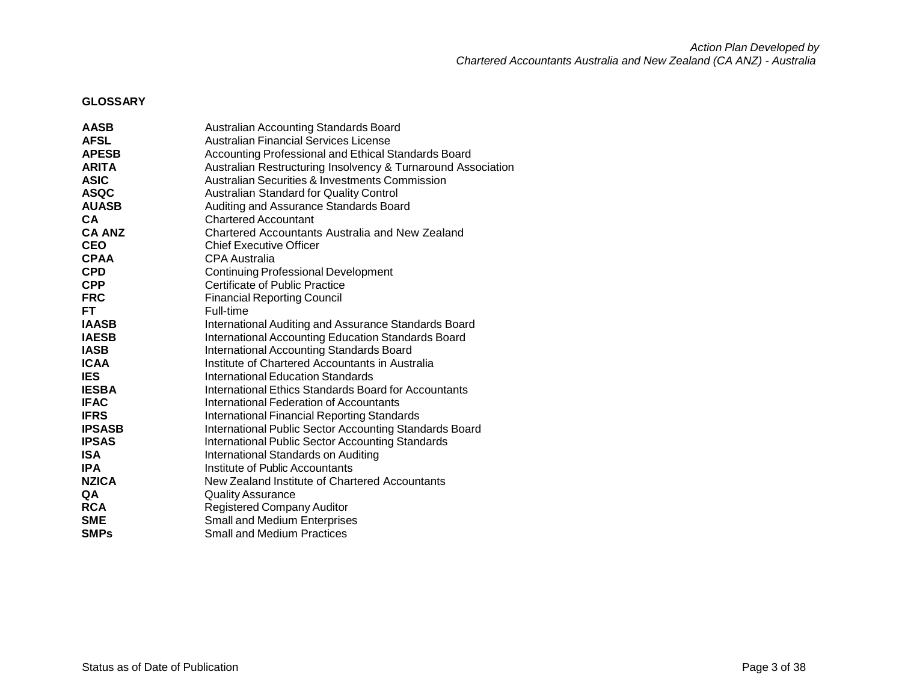## GLOSSARY

| | |
|---|---|
| **AASB** | Australian Accounting Standards Board |
| **AFSL** | Australian Financial Services License |
| **APESB** | Accounting Professional and Ethical Standards Board |
| **ARITA** | Australian Restructuring Insolvency & Turnaround Association |
| **ASIC** | Australian Securities & Investments Commission |
| **ASQC** | Australian Standard for Quality Control |
| **AUASB** | Auditing and Assurance Standards Board |
| **CA** | Chartered Accountant |
| **CA ANZ** | Chartered Accountants Australia and New Zealand |
| **CEO** | Chief Executive Officer |
| **CPAA** | CPA Australia |
| **CPD** | Continuing Professional Development |
| **CPP** | Certificate of Public Practice |
| **FRC** | Financial Reporting Council |
| **FT** | Full-time |
| **IAASB** | International Auditing and Assurance Standards Board |
| **IAESB** | International Accounting Education Standards Board |
| **IASB** | International Accounting Standards Board |
| **ICAA** | Institute of Chartered Accountants in Australia |
| **IES** | International Education Standards |
| **IESBA** | International Ethics Standards Board for Accountants |
| **IFAC** | International Federation of Accountants |
| **IFRS** | International Financial Reporting Standards |
| **IPSASB** | International Public Sector Accounting Standards Board |
| **IPSAS** | International Public Sector Accounting Standards |
| **ISA** | International Standards on Auditing |
| **IPA** | Institute of Public Accountants |
| **NZICA** | New Zealand Institute of Chartered Accountants |
| **QA** | Quality Assurance |
| **RCA** | Registered Company Auditor |
| **SME** | Small and Medium Enterprises |
| **SMPs** | Small and Medium Practices |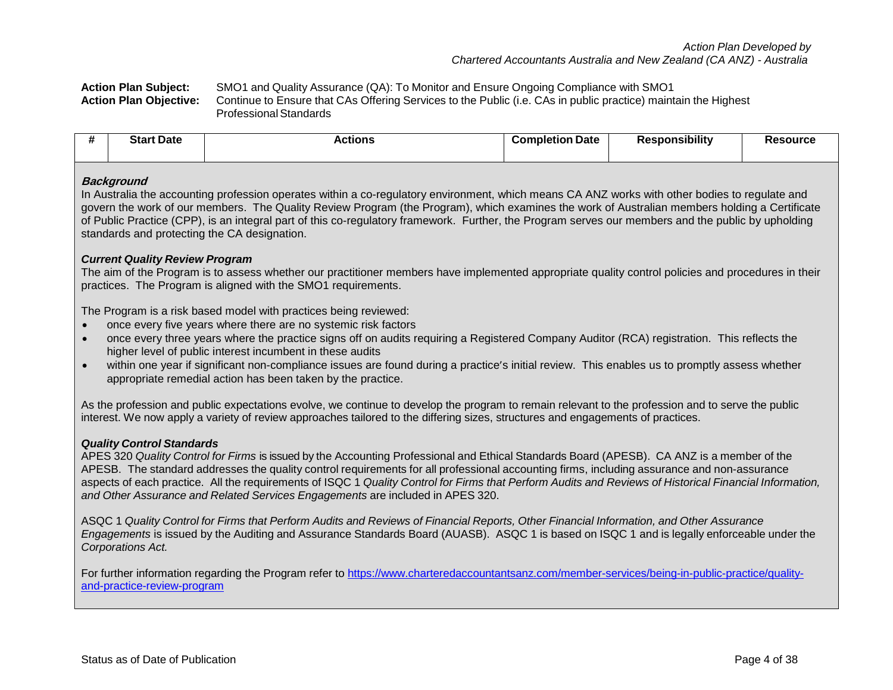*Action Plan Developed by*
*Chartered Accountants Australia and New Zealand (CA ANZ) - Australia*

**Action Plan Subject:** SMO1 and Quality Assurance (QA): To Monitor and Ensure Ongoing Compliance with SMO1

**Action Plan Objective:** Continue to Ensure that CAs Offering Services to the Public (i.e. CAs in public practice) maintain the Highest Professional Standards

| # | Start Date | Actions | Completion Date | Responsibility | Resource |
|---|---|---|---|---|---|

***Background***

In Australia the accounting profession operates within a co-regulatory environment, which means CA ANZ works with other bodies to regulate and govern the work of our members. The Quality Review Program (the Program), which examines the work of Australian members holding a Certificate of Public Practice (CPP), is an integral part of this co-regulatory framework. Further, the Program serves our members and the public by upholding standards and protecting the CA designation.

***Current Quality Review Program***

The aim of the Program is to assess whether our practitioner members have implemented appropriate quality control policies and procedures in their practices. The Program is aligned with the SMO1 requirements.

The Program is a risk based model with practices being reviewed:

- once every five years where there are no systemic risk factors
- once every three years where the practice signs off on audits requiring a Registered Company Auditor (RCA) registration. This reflects the higher level of public interest incumbent in these audits
- within one year if significant non-compliance issues are found during a practice's initial review. This enables us to promptly assess whether appropriate remedial action has been taken by the practice.

As the profession and public expectations evolve, we continue to develop the program to remain relevant to the profession and to serve the public interest. We now apply a variety of review approaches tailored to the differing sizes, structures and engagements of practices.

***Quality Control Standards***

APES 320 *Quality Control for Firms* is issued by the Accounting Professional and Ethical Standards Board (APESB). CA ANZ is a member of the APESB. The standard addresses the quality control requirements for all professional accounting firms, including assurance and non-assurance aspects of each practice. All the requirements of ISQC 1 *Quality Control for Firms that Perform Audits and Reviews of Historical Financial Information, and Other Assurance and Related Services Engagements* are included in APES 320.

ASQC 1 *Quality Control for Firms that Perform Audits and Reviews of Financial Reports, Other Financial Information, and Other Assurance Engagements* is issued by the Auditing and Assurance Standards Board (AUASB). ASQC 1 is based on ISQC 1 and is legally enforceable under the *Corporations Act.*

For further information regarding the Program refer to [https://www.charteredaccountantsanz.com/member-services/being-in-public-practice/quality-and-practice-review-program](https://www.charteredaccountantsanz.com/member-services/being-in-public-practice/quality-and-practice-review-program)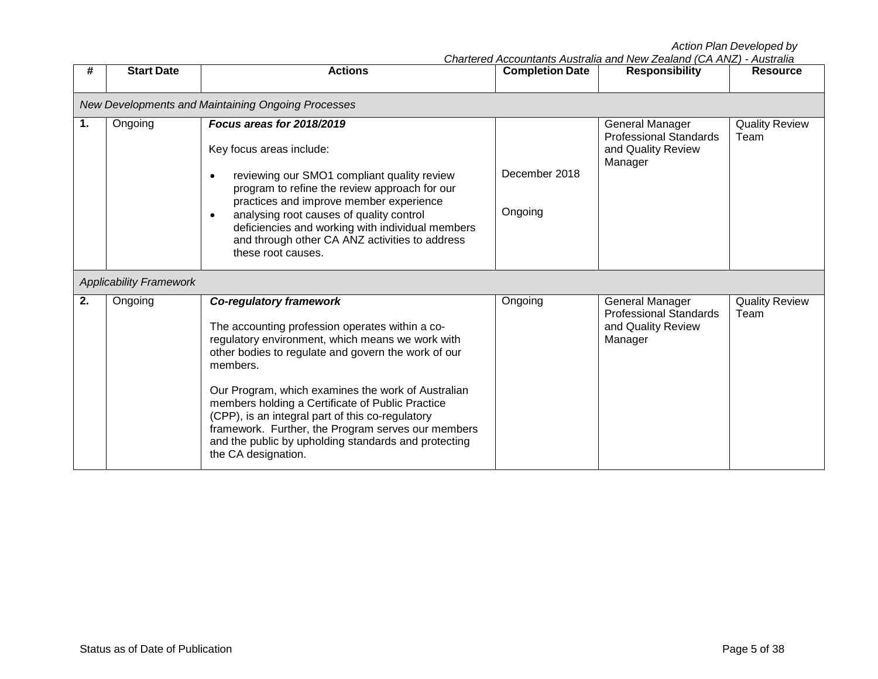| # | Start Date | Actions | Completion Date | Responsibility | Resource |
|---|---|---|---|---|---|
| *New Developments and Maintaining Ongoing Processes* | | | | | |
| **1.** | Ongoing | ***Focus areas for 2018/2019***<br><br>Key focus areas include:<br><br>• reviewing our SMO1 compliant quality review program to refine the review approach for our practices and improve member experience<br>• analysing root causes of quality control deficiencies and working with individual members and through other CA ANZ activities to address these root causes. | December 2018<br><br>Ongoing | General Manager Professional Standards and Quality Review Manager | Quality Review Team |
| *Applicability Framework* | | | | | |
| **2.** | Ongoing | ***Co-regulatory framework***<br><br>The accounting profession operates within a co-regulatory environment, which means we work with other bodies to regulate and govern the work of our members.<br><br>Our Program, which examines the work of Australian members holding a Certificate of Public Practice (CPP), is an integral part of this co-regulatory framework. Further, the Program serves our members and the public by upholding standards and protecting the CA designation. | Ongoing | General Manager Professional Standards and Quality Review Manager | Quality Review Team |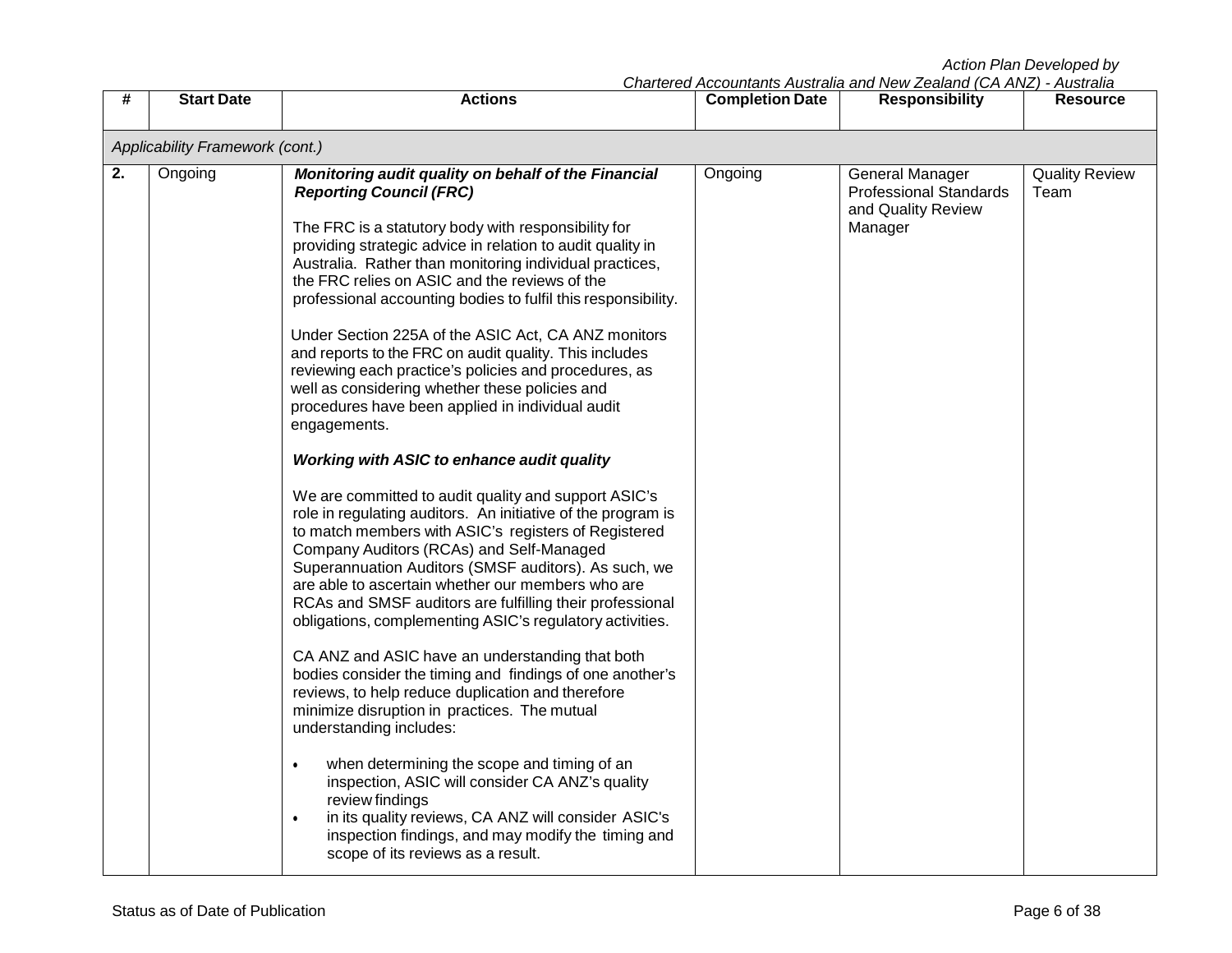| # | Start Date | Actions | Completion Date | Responsibility | Resource |
|---|---|---|---|---|---|
| *Applicability Framework (cont.)* | | | | | |
| **2.** | Ongoing | ***Monitoring audit quality on behalf of the Financial Reporting Council (FRC)***<br><br>The FRC is a statutory body with responsibility for providing strategic advice in relation to audit quality in Australia. Rather than monitoring individual practices, the FRC relies on ASIC and the reviews of the professional accounting bodies to fulfil this responsibility.<br><br>Under Section 225A of the ASIC Act, CA ANZ monitors and reports to the FRC on audit quality. This includes reviewing each practice's policies and procedures, as well as considering whether these policies and procedures have been applied in individual audit engagements.<br><br>***Working with ASIC to enhance audit quality***<br><br>We are committed to audit quality and support ASIC's role in regulating auditors. An initiative of the program is to match members with ASIC's registers of Registered Company Auditors (RCAs) and Self-Managed Superannuation Auditors (SMSF auditors). As such, we are able to ascertain whether our members who are RCAs and SMSF auditors are fulfilling their professional obligations, complementing ASIC's regulatory activities.<br><br>CA ANZ and ASIC have an understanding that both bodies consider the timing and findings of one another's reviews, to help reduce duplication and therefore minimize disruption in practices. The mutual understanding includes:<br><br>• when determining the scope and timing of an inspection, ASIC will consider CA ANZ's quality review findings<br>• in its quality reviews, CA ANZ will consider ASIC's inspection findings, and may modify the timing and scope of its reviews as a result. | Ongoing | General Manager Professional Standards and Quality Review Manager | Quality Review Team |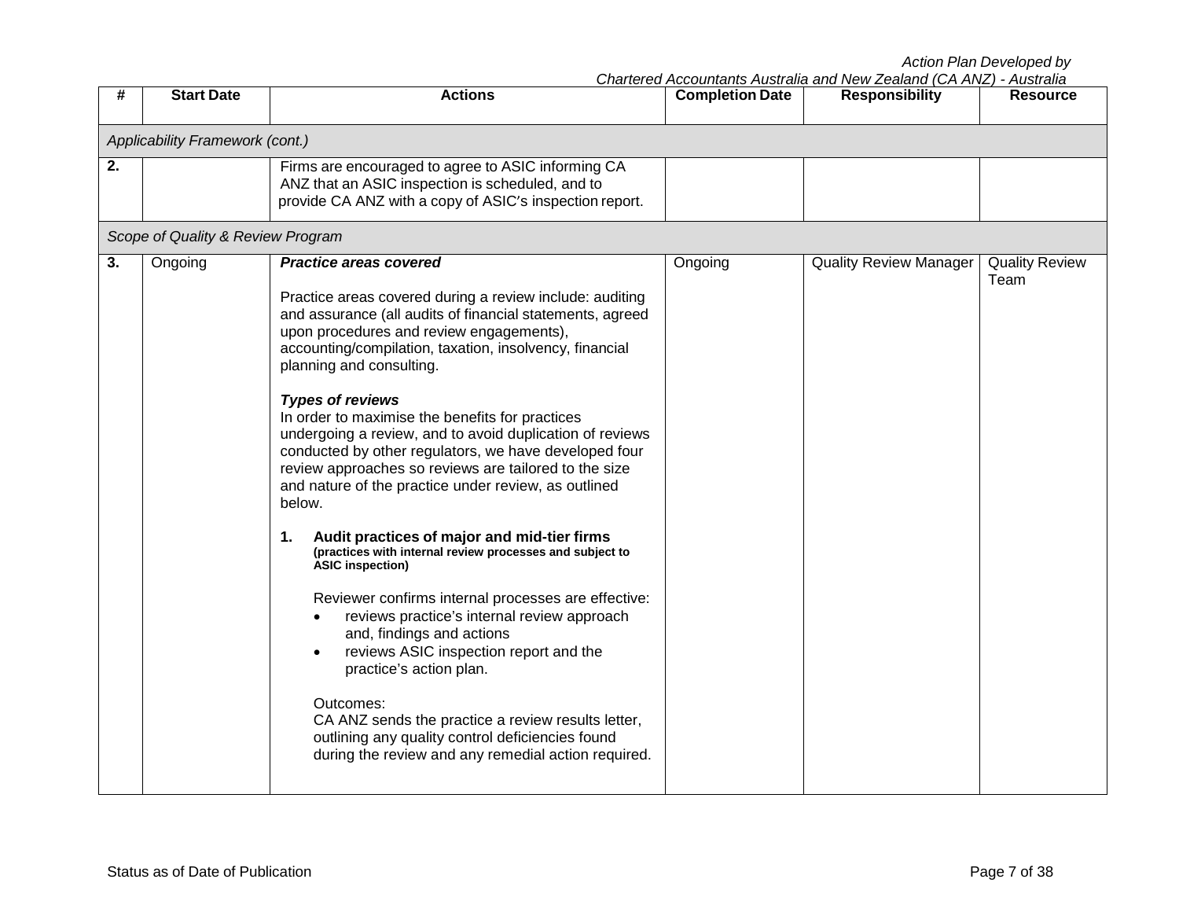| # | Start Date | Actions | Completion Date | Responsibility | Resource |
|---|---|---|---|---|---|
| *Applicability Framework (cont.)* | | | | | |
| **2.** | | Firms are encouraged to agree to ASIC informing CA ANZ that an ASIC inspection is scheduled, and to provide CA ANZ with a copy of ASIC's inspection report. | | | |
| *Scope of Quality & Review Program* | | | | | |
| **3.** | Ongoing | ***Practice areas covered***<br><br>Practice areas covered during a review include: auditing and assurance (all audits of financial statements, agreed upon procedures and review engagements), accounting/compilation, taxation, insolvency, financial planning and consulting.<br><br>***Types of reviews***<br>In order to maximise the benefits for practices undergoing a review, and to avoid duplication of reviews conducted by other regulators, we have developed four review approaches so reviews are tailored to the size and nature of the practice under review, as outlined below.<br><br>**1. Audit practices of major and mid-tier firms**<br>**(practices with internal review processes and subject to ASIC inspection)**<br><br>Reviewer confirms internal processes are effective:<br>• reviews practice's internal review approach and, findings and actions<br>• reviews ASIC inspection report and the practice's action plan.<br><br>Outcomes:<br>CA ANZ sends the practice a review results letter, outlining any quality control deficiencies found during the review and any remedial action required. | Ongoing | Quality Review Manager | Quality Review Team |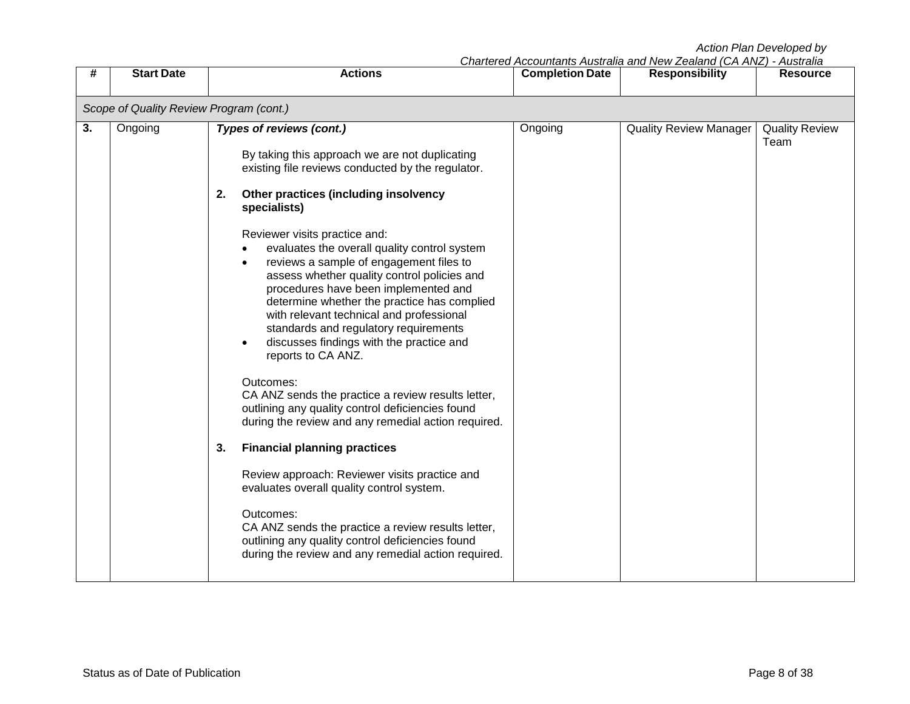| # | Start Date | Actions | Completion Date | Responsibility | Resource |
|---|---|---|---|---|---|
| *Scope of Quality Review Program (cont.)* | | | | | |
| **3.** | Ongoing | ***Types of reviews (cont.)***<br><br>By taking this approach we are not duplicating existing file reviews conducted by the regulator.<br><br>**2. Other practices (including insolvency specialists)**<br><br>Reviewer visits practice and:<br>• evaluates the overall quality control system<br>• reviews a sample of engagement files to assess whether quality control policies and procedures have been implemented and determine whether the practice has complied with relevant technical and professional standards and regulatory requirements<br>• discusses findings with the practice and reports to CA ANZ.<br><br>Outcomes:<br>CA ANZ sends the practice a review results letter, outlining any quality control deficiencies found during the review and any remedial action required.<br><br>**3. Financial planning practices**<br><br>Review approach: Reviewer visits practice and evaluates overall quality control system.<br><br>Outcomes:<br>CA ANZ sends the practice a review results letter, outlining any quality control deficiencies found during the review and any remedial action required. | Ongoing | Quality Review Manager | Quality Review Team |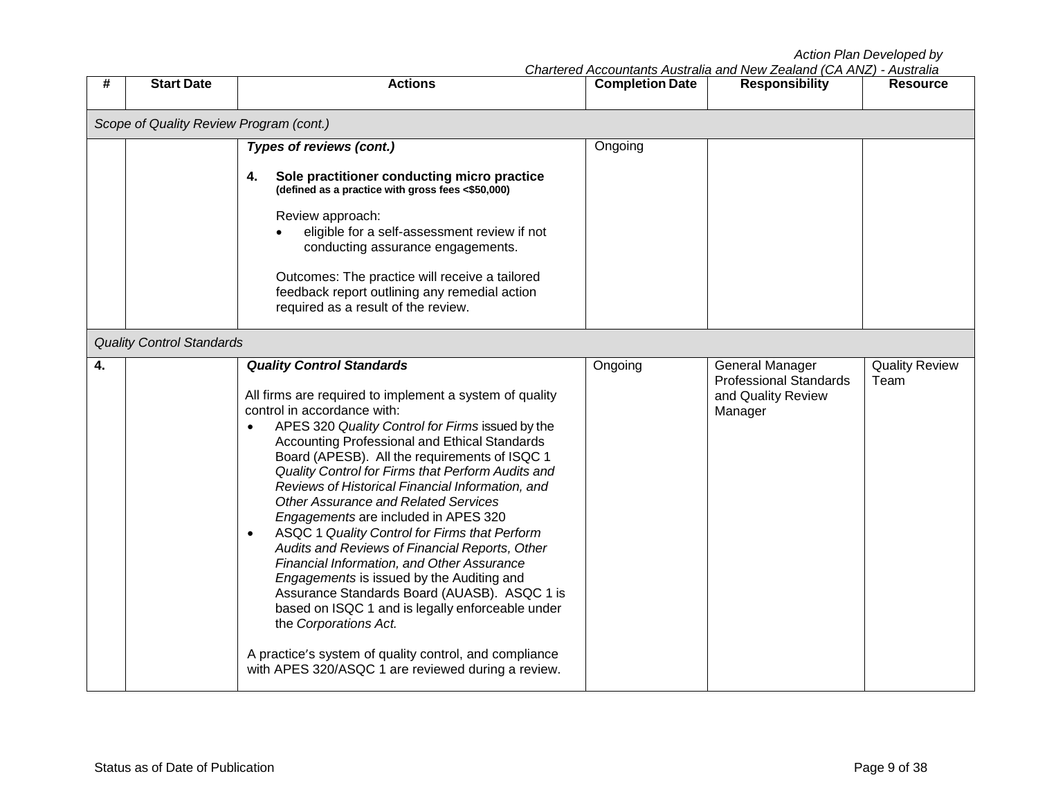| # | Start Date | Actions | Completion Date | Responsibility | Resource |
|---|---|---|---|---|---|
| *Scope of Quality Review Program (cont.)* | | | | | |
| | | ***Types of reviews (cont.)***<br><br>**4. Sole practitioner conducting micro practice** **(defined as a practice with gross fees <$50,000)**<br><br>Review approach:<br>• eligible for a self-assessment review if not conducting assurance engagements.<br><br>Outcomes: The practice will receive a tailored feedback report outlining any remedial action required as a result of the review. | Ongoing | | |
| *Quality Control Standards* | | | | | |
| **4.** | | ***Quality Control Standards***<br><br>All firms are required to implement a system of quality control in accordance with:<br>• APES 320 *Quality Control for Firms* issued by the Accounting Professional and Ethical Standards Board (APESB). All the requirements of ISQC 1 *Quality Control for Firms that Perform Audits and Reviews of Historical Financial Information, and Other Assurance and Related Services Engagements* are included in APES 320<br>• ASQC 1 *Quality Control for Firms that Perform Audits and Reviews of Financial Reports, Other Financial Information, and Other Assurance Engagements* is issued by the Auditing and Assurance Standards Board (AUASB). ASQC 1 is based on ISQC 1 and is legally enforceable under the *Corporations Act.*<br><br>A practice's system of quality control, and compliance with APES 320/ASQC 1 are reviewed during a review. | Ongoing | General Manager Professional Standards and Quality Review Manager | Quality Review Team |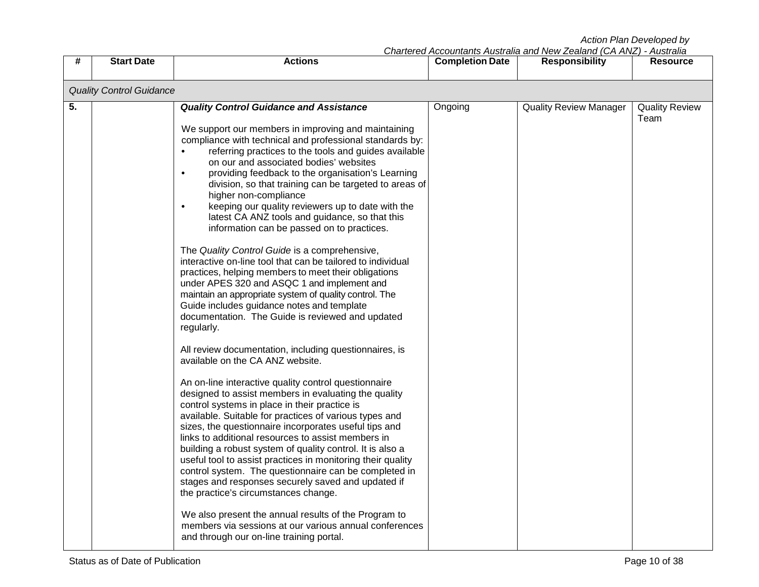| # | Start Date | Actions | Completion Date | Responsibility | Resource |
|---|---|---|---|---|---|
| *Quality Control Guidance* | | | | | |
| 5. | | ***Quality Control Guidance and Assistance***<br><br>We support our members in improving and maintaining compliance with technical and professional standards by:<br>• referring practices to the tools and guides available on our and associated bodies' websites<br>• providing feedback to the organisation's Learning division, so that training can be targeted to areas of higher non-compliance<br>• keeping our quality reviewers up to date with the latest CA ANZ tools and guidance, so that this information can be passed on to practices.<br><br>The *Quality Control Guide* is a comprehensive, interactive on-line tool that can be tailored to individual practices, helping members to meet their obligations under APES 320 and ASQC 1 and implement and maintain an appropriate system of quality control. The Guide includes guidance notes and template documentation. The Guide is reviewed and updated regularly.<br><br>All review documentation, including questionnaires, is available on the CA ANZ website.<br><br>An on-line interactive quality control questionnaire designed to assist members in evaluating the quality control systems in place in their practice is available. Suitable for practices of various types and sizes, the questionnaire incorporates useful tips and links to additional resources to assist members in building a robust system of quality control. It is also a useful tool to assist practices in monitoring their quality control system. The questionnaire can be completed in stages and responses securely saved and updated if the practice's circumstances change.<br><br>We also present the annual results of the Program to members via sessions at our various annual conferences and through our on-line training portal. | Ongoing | Quality Review Manager | Quality Review Team |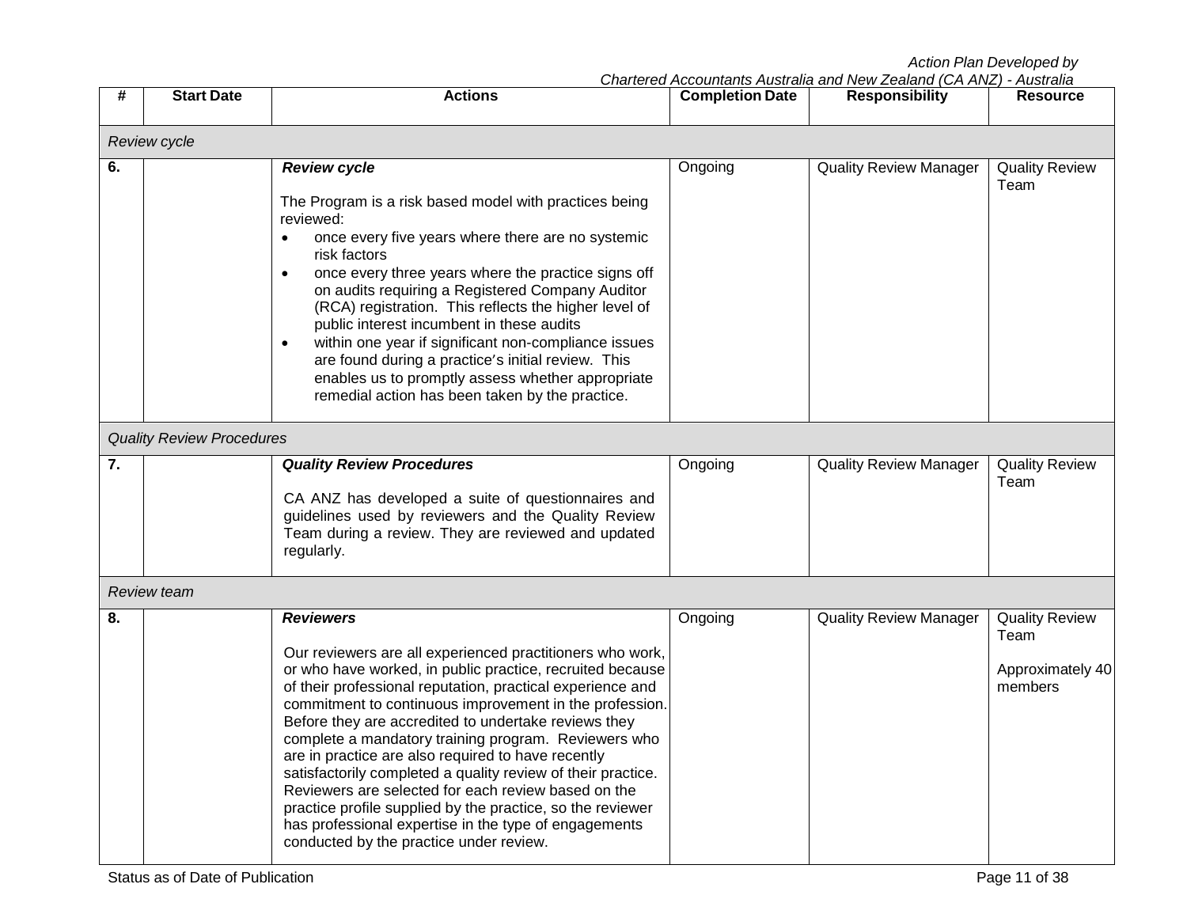| # | Start Date | Actions | Completion Date | Responsibility | Resource |
|---|---|---|---|---|---|
| *Review cycle* | | | | | |
| 6. | | ***Review cycle***<br><br>The Program is a risk based model with practices being reviewed:<br>• once every five years where there are no systemic risk factors<br>• once every three years where the practice signs off on audits requiring a Registered Company Auditor (RCA) registration. This reflects the higher level of public interest incumbent in these audits<br>• within one year if significant non-compliance issues are found during a practice's initial review. This enables us to promptly assess whether appropriate remedial action has been taken by the practice. | Ongoing | Quality Review Manager | Quality Review Team |
| *Quality Review Procedures* | | | | | |
| 7. | | ***Quality Review Procedures***<br><br>CA ANZ has developed a suite of questionnaires and guidelines used by reviewers and the Quality Review Team during a review. They are reviewed and updated regularly. | Ongoing | Quality Review Manager | Quality Review Team |
| *Review team* | | | | | |
| 8. | | ***Reviewers***<br><br>Our reviewers are all experienced practitioners who work, or who have worked, in public practice, recruited because of their professional reputation, practical experience and commitment to continuous improvement in the profession. Before they are accredited to undertake reviews they complete a mandatory training program. Reviewers who are in practice are also required to have recently satisfactorily completed a quality review of their practice. Reviewers are selected for each review based on the practice profile supplied by the practice, so the reviewer has professional expertise in the type of engagements conducted by the practice under review. | Ongoing | Quality Review Manager | Quality Review Team<br><br>Approximately 40 members |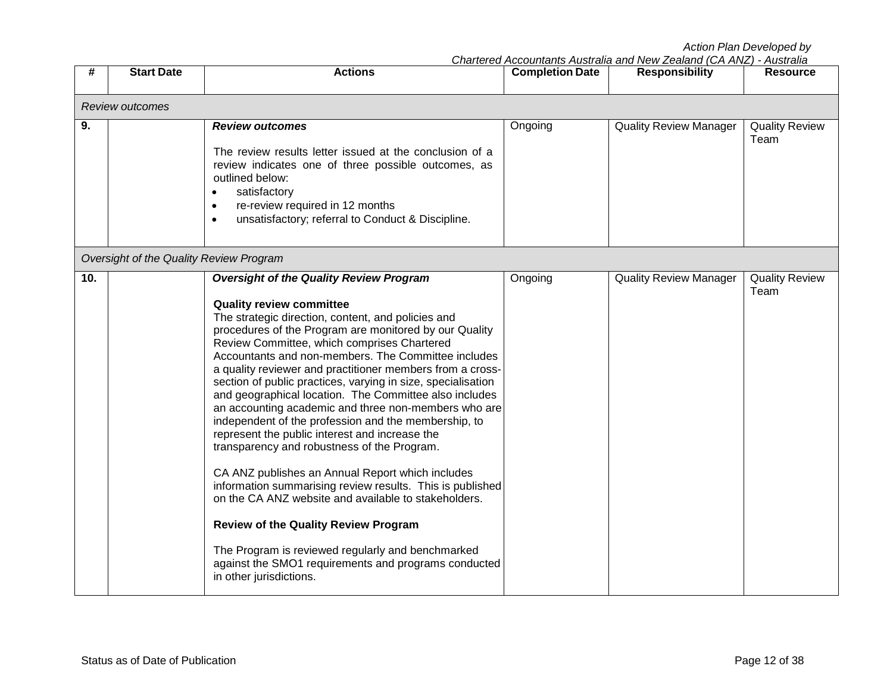| # | Start Date | Actions | Completion Date | Responsibility | Resource |
|---|---|---|---|---|---|
| *Review outcomes* | | | | | |
| 9. | | ***Review outcomes***<br><br>The review results letter issued at the conclusion of a review indicates one of three possible outcomes, as outlined below:<br>• satisfactory<br>• re-review required in 12 months<br>• unsatisfactory; referral to Conduct & Discipline. | Ongoing | Quality Review Manager | Quality Review Team |
| *Oversight of the Quality Review Program* | | | | | |
| 10. | | ***Oversight of the Quality Review Program***<br><br>**Quality review committee**<br>The strategic direction, content, and policies and procedures of the Program are monitored by our Quality Review Committee, which comprises Chartered Accountants and non-members. The Committee includes a quality reviewer and practitioner members from a cross-section of public practices, varying in size, specialisation and geographical location. The Committee also includes an accounting academic and three non-members who are independent of the profession and the membership, to represent the public interest and increase the transparency and robustness of the Program.<br><br>CA ANZ publishes an Annual Report which includes information summarising review results. This is published on the CA ANZ website and available to stakeholders.<br><br>**Review of the Quality Review Program**<br><br>The Program is reviewed regularly and benchmarked against the SMO1 requirements and programs conducted in other jurisdictions. | Ongoing | Quality Review Manager | Quality Review Team |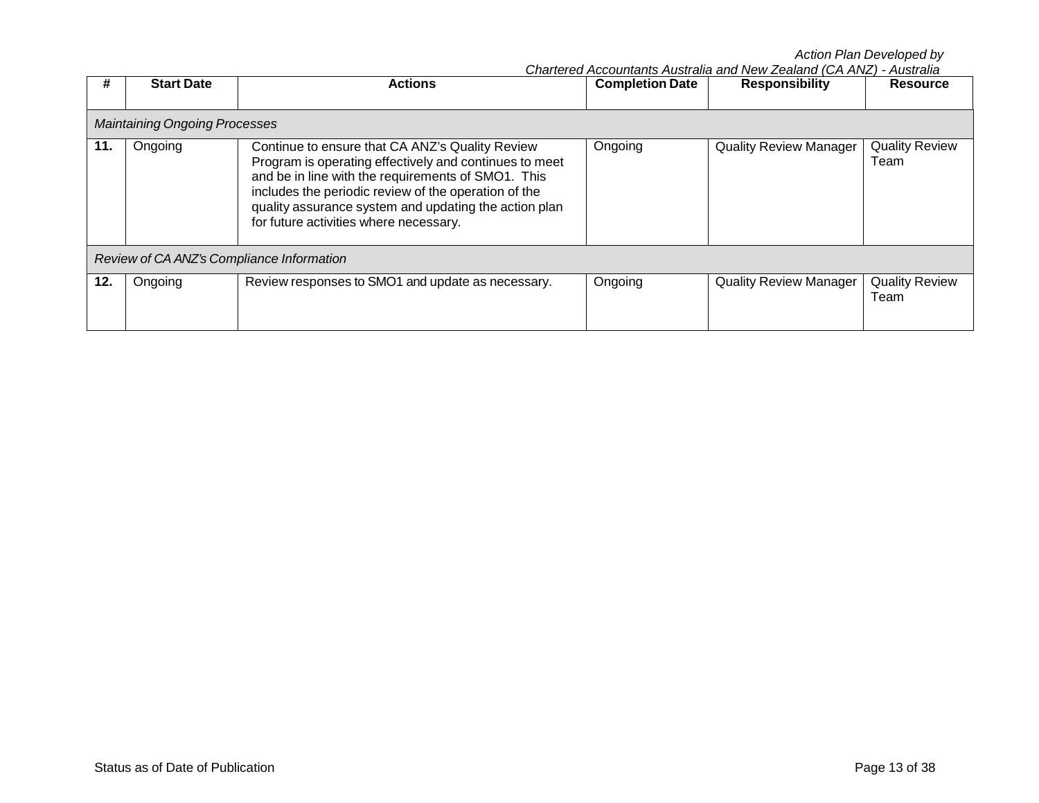| # | Start Date | Actions | Completion Date | Responsibility | Resource |
|---|---|---|---|---|---|
| *Maintaining Ongoing Processes* | | | | | |
| **11.** | Ongoing | Continue to ensure that CA ANZ's Quality Review Program is operating effectively and continues to meet and be in line with the requirements of SMO1. This includes the periodic review of the operation of the quality assurance system and updating the action plan for future activities where necessary. | Ongoing | Quality Review Manager | Quality Review Team |
| *Review of CA ANZ's Compliance Information* | | | | | |
| **12.** | Ongoing | Review responses to SMO1 and update as necessary. | Ongoing | Quality Review Manager | Quality Review Team |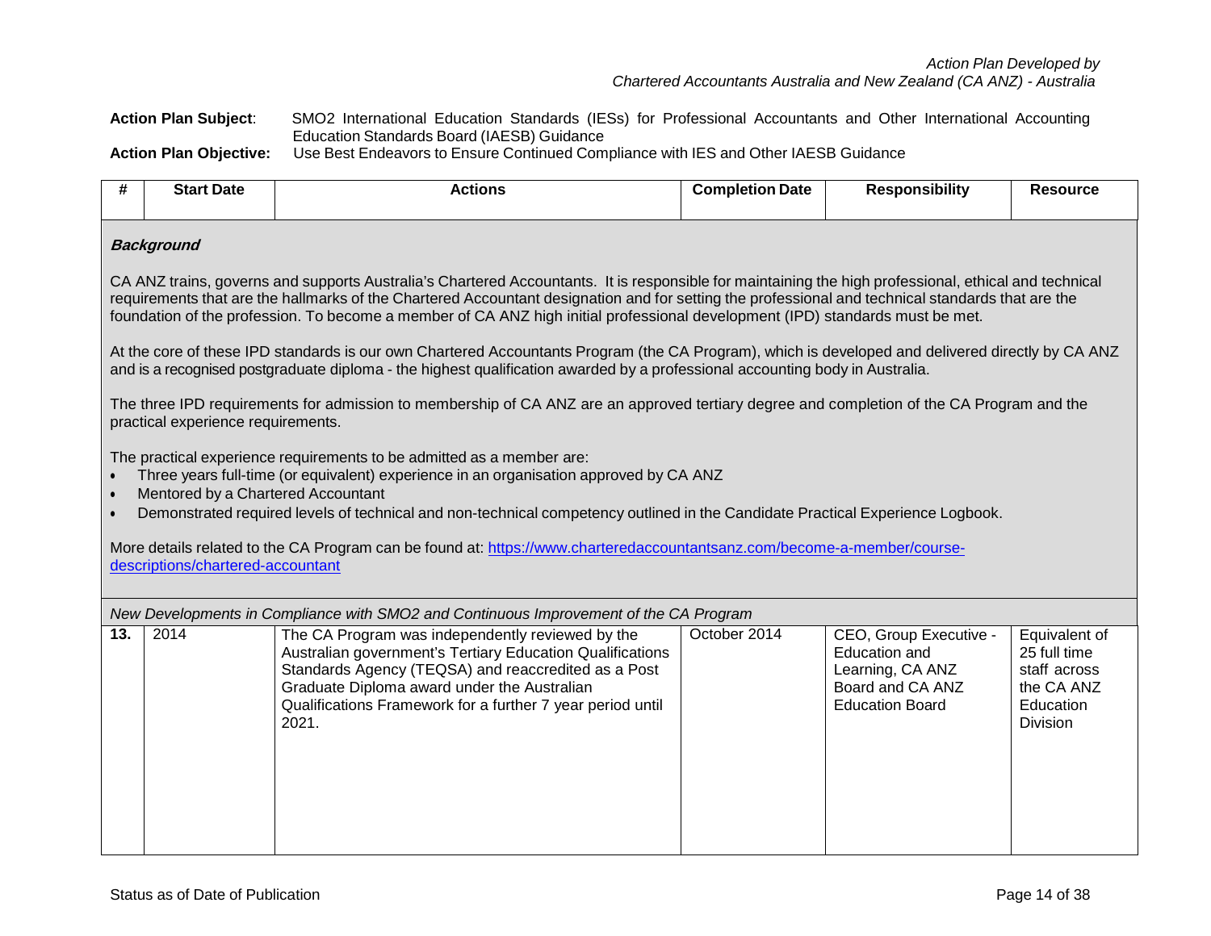*Action Plan Developed by*
*Chartered Accountants Australia and New Zealand (CA ANZ) - Australia*

**Action Plan Subject**: SMO2 International Education Standards (IESs) for Professional Accountants and Other International Accounting Education Standards Board (IAESB) Guidance

**Action Plan Objective:** Use Best Endeavors to Ensure Continued Compliance with IES and Other IAESB Guidance

| # | Start Date | Actions | Completion Date | Responsibility | Resource |
|---|---|---|---|---|---|

***Background***

CA ANZ trains, governs and supports Australia's Chartered Accountants. It is responsible for maintaining the high professional, ethical and technical requirements that are the hallmarks of the Chartered Accountant designation and for setting the professional and technical standards that are the foundation of the profession. To become a member of CA ANZ high initial professional development (IPD) standards must be met.

At the core of these IPD standards is our own Chartered Accountants Program (the CA Program), which is developed and delivered directly by CA ANZ and is a recognised postgraduate diploma - the highest qualification awarded by a professional accounting body in Australia.

The three IPD requirements for admission to membership of CA ANZ are an approved tertiary degree and completion of the CA Program and the practical experience requirements.

The practical experience requirements to be admitted as a member are:

- Three years full-time (or equivalent) experience in an organisation approved by CA ANZ
- Mentored by a Chartered Accountant
- Demonstrated required levels of technical and non-technical competency outlined in the Candidate Practical Experience Logbook.

More details related to the CA Program can be found at: [https://www.charteredaccountantsanz.com/become-a-member/course-descriptions/chartered-accountant](https://www.charteredaccountantsanz.com/become-a-member/course-descriptions/chartered-accountant)

*New Developments in Compliance with SMO2 and Continuous Improvement of the CA Program*

| # | Start Date | Actions | Completion Date | Responsibility | Resource |
|---|---|---|---|---|---|
| **13.** | 2014 | The CA Program was independently reviewed by the Australian government's Tertiary Education Qualifications Standards Agency (TEQSA) and reaccredited as a Post Graduate Diploma award under the Australian Qualifications Framework for a further 7 year period until 2021. | October 2014 | CEO, Group Executive - Education and Learning, CA ANZ Board and CA ANZ Education Board | Equivalent of 25 full time staff across the CA ANZ Education Division |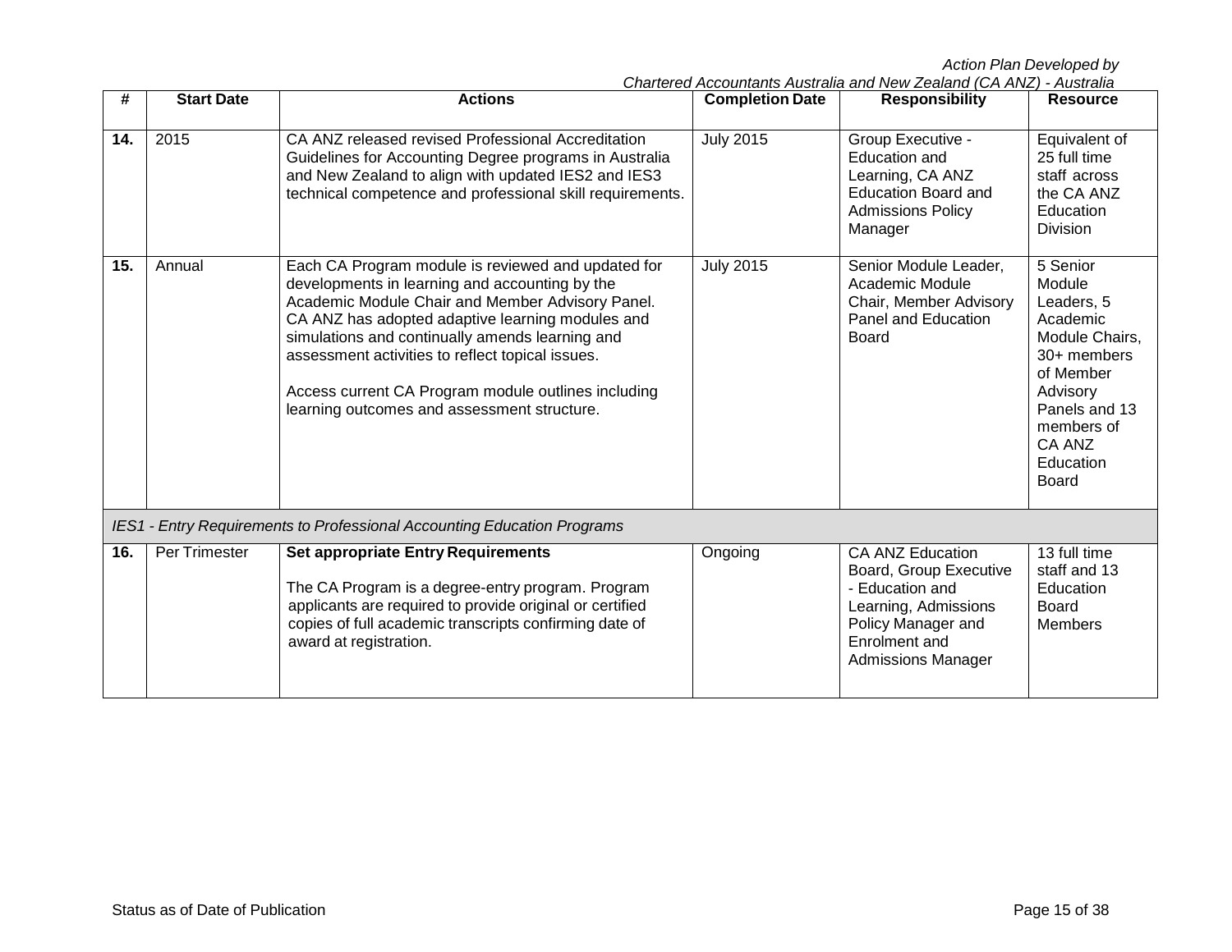*Action Plan Developed by Chartered Accountants Australia and New Zealand (CA ANZ) - Australia*

| # | Start Date | Actions | Completion Date | Responsibility | Resource |
|---|---|---|---|---|---|
| **14.** | 2015 | CA ANZ released revised Professional Accreditation Guidelines for Accounting Degree programs in Australia and New Zealand to align with updated IES2 and IES3 technical competence and professional skill requirements. | July 2015 | Group Executive - Education and Learning, CA ANZ Education Board and Admissions Policy Manager | Equivalent of 25 full time staff across the CA ANZ Education Division |
| **15.** | Annual | Each CA Program module is reviewed and updated for developments in learning and accounting by the Academic Module Chair and Member Advisory Panel. CA ANZ has adopted adaptive learning modules and simulations and continually amends learning and assessment activities to reflect topical issues.<br><br>Access current CA Program module outlines including learning outcomes and assessment structure. | July 2015 | Senior Module Leader, Academic Module Chair, Member Advisory Panel and Education Board | 5 Senior Module Leaders, 5 Academic Module Chairs, 30+ members of Member Advisory Panels and 13 members of CA ANZ Education Board |
| *IES1 - Entry Requirements to Professional Accounting Education Programs* | | | | | |
| **16.** | Per Trimester | **Set appropriate Entry Requirements**<br><br>The CA Program is a degree-entry program. Program applicants are required to provide original or certified copies of full academic transcripts confirming date of award at registration. | Ongoing | CA ANZ Education Board, Group Executive - Education and Learning, Admissions Policy Manager and Enrolment and Admissions Manager | 13 full time staff and 13 Education Board Members |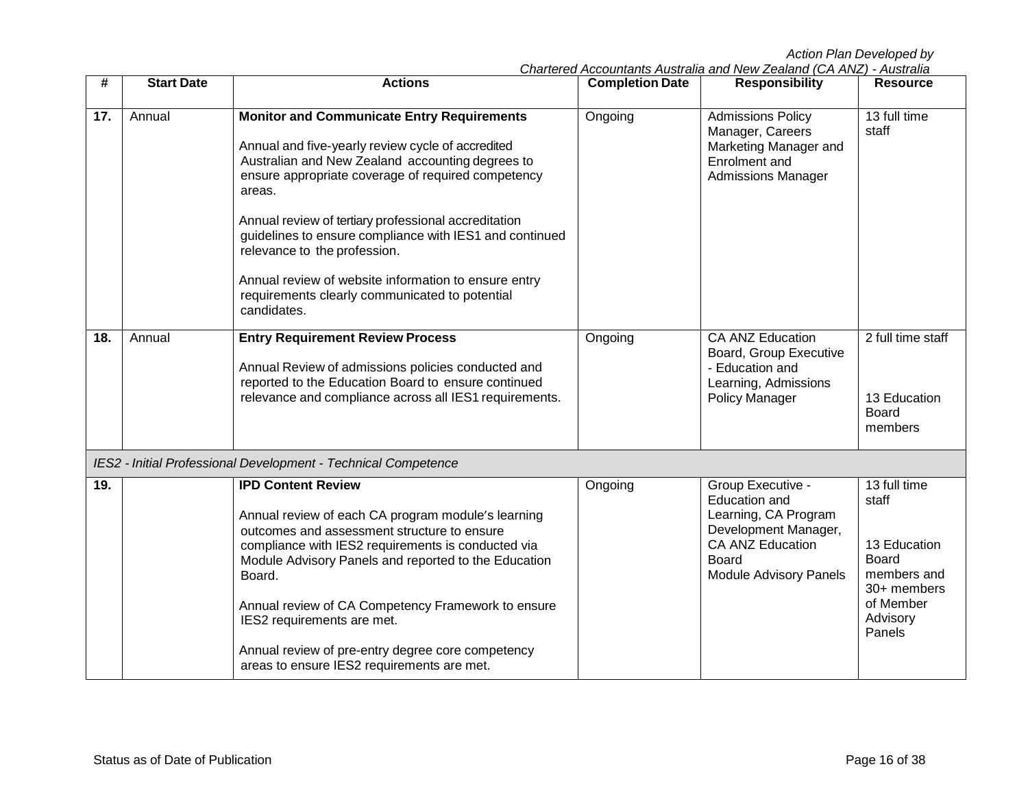| # | Start Date | Actions | Completion Date | Responsibility | Resource |
|---|---|---|---|---|---|
| **17.** | Annual | **Monitor and Communicate Entry Requirements**<br><br>Annual and five-yearly review cycle of accredited Australian and New Zealand accounting degrees to ensure appropriate coverage of required competency areas.<br><br>Annual review of tertiary professional accreditation guidelines to ensure compliance with IES1 and continued relevance to the profession.<br><br>Annual review of website information to ensure entry requirements clearly communicated to potential candidates. | Ongoing | Admissions Policy Manager, Careers Marketing Manager and Enrolment and Admissions Manager | 13 full time staff |
| **18.** | Annual | **Entry Requirement Review Process**<br><br>Annual Review of admissions policies conducted and reported to the Education Board to ensure continued relevance and compliance across all IES1 requirements. | Ongoing | CA ANZ Education Board, Group Executive - Education and Learning, Admissions Policy Manager | 2 full time staff<br><br>13 Education Board members |
| *IES2 - Initial Professional Development - Technical Competence* | | | | | |
| **19.** | | **IPD Content Review**<br><br>Annual review of each CA program module's learning outcomes and assessment structure to ensure compliance with IES2 requirements is conducted via Module Advisory Panels and reported to the Education Board.<br><br>Annual review of CA Competency Framework to ensure IES2 requirements are met.<br><br>Annual review of pre-entry degree core competency areas to ensure IES2 requirements are met. | Ongoing | Group Executive - Education and Learning, CA Program Development Manager, CA ANZ Education Board<br>Module Advisory Panels | 13 full time staff<br><br>13 Education Board members and 30+ members of Member Advisory Panels |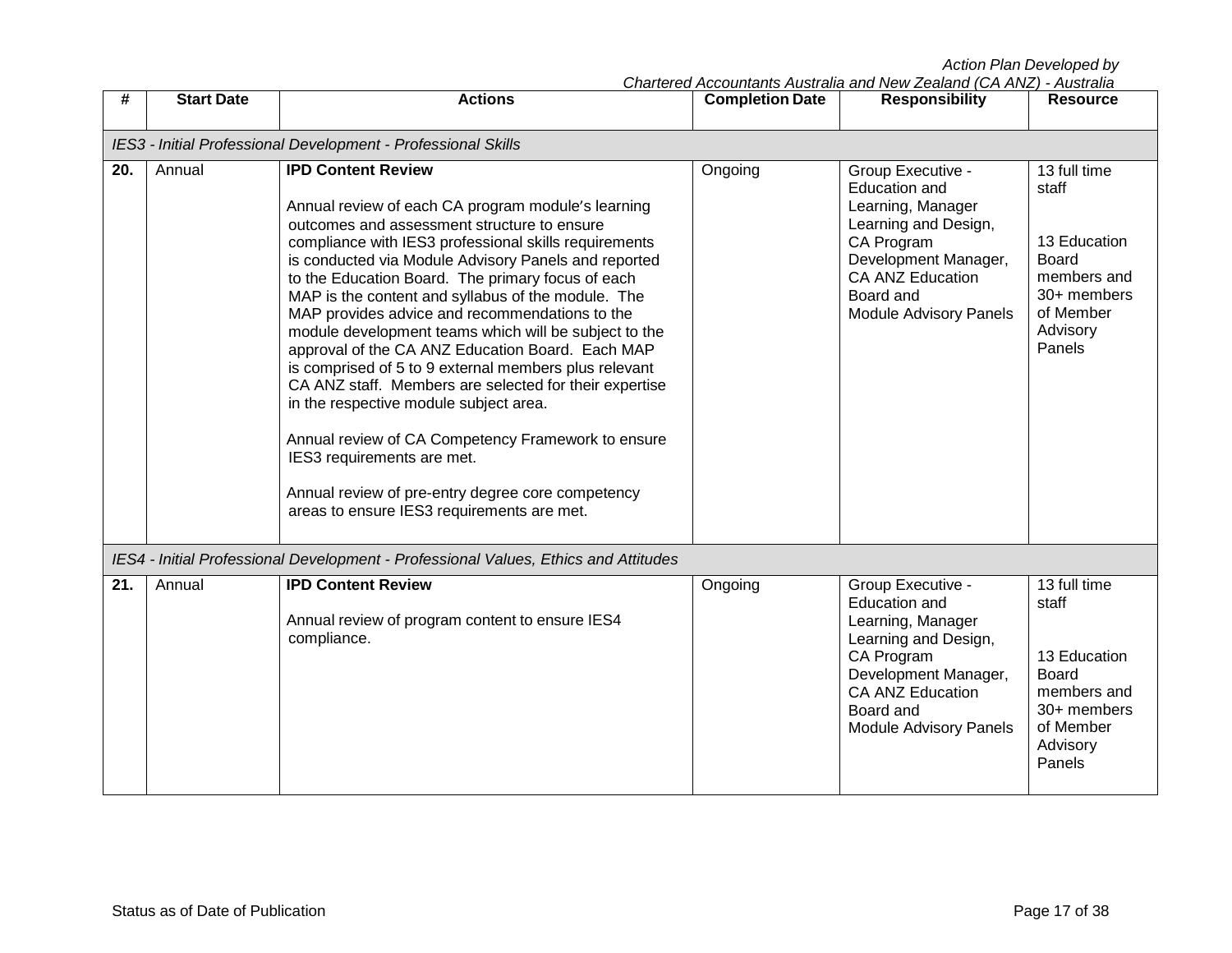*Action Plan Developed by*
*Chartered Accountants Australia and New Zealand (CA ANZ) - Australia*

| # | Start Date | Actions | Completion Date | Responsibility | Resource |
|---|---|---|---|---|---|
| *IES3 - Initial Professional Development - Professional Skills* | | | | | |
| **20.** | Annual | **IPD Content Review**<br><br>Annual review of each CA program module's learning outcomes and assessment structure to ensure compliance with IES3 professional skills requirements is conducted via Module Advisory Panels and reported to the Education Board. The primary focus of each MAP is the content and syllabus of the module. The MAP provides advice and recommendations to the module development teams which will be subject to the approval of the CA ANZ Education Board. Each MAP is comprised of 5 to 9 external members plus relevant CA ANZ staff. Members are selected for their expertise in the respective module subject area.<br><br>Annual review of CA Competency Framework to ensure IES3 requirements are met.<br><br>Annual review of pre-entry degree core competency areas to ensure IES3 requirements are met. | Ongoing | Group Executive - Education and Learning, Manager Learning and Design, CA Program Development Manager, CA ANZ Education Board and Module Advisory Panels | 13 full time staff<br><br>13 Education Board members and 30+ members of Member Advisory Panels |
| *IES4 - Initial Professional Development - Professional Values, Ethics and Attitudes* | | | | | |
| **21.** | Annual | **IPD Content Review**<br><br>Annual review of program content to ensure IES4 compliance. | Ongoing | Group Executive - Education and Learning, Manager Learning and Design, CA Program Development Manager, CA ANZ Education Board and Module Advisory Panels | 13 full time staff<br><br>13 Education Board members and 30+ members of Member Advisory Panels |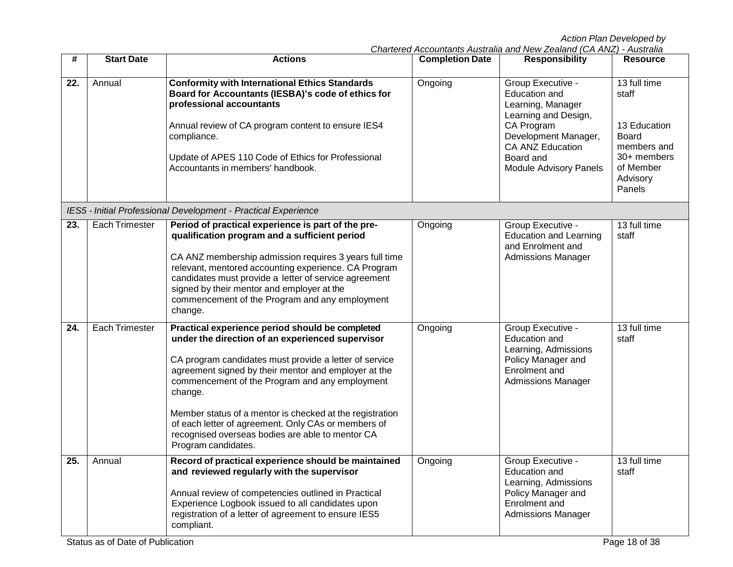| # | Start Date | Actions | Completion Date | Responsibility | Resource |
|---|---|---|---|---|---|
| **22.** | Annual | **Conformity with International Ethics Standards Board for Accountants (IESBA)'s code of ethics for professional accountants**<br><br>Annual review of CA program content to ensure IES4 compliance.<br><br>Update of APES 110 Code of Ethics for Professional Accountants in members' handbook. | Ongoing | Group Executive - Education and Learning, Manager Learning and Design, CA Program Development Manager, CA ANZ Education Board and Module Advisory Panels | 13 full time staff<br><br>13 Education Board members and 30+ members of Member Advisory Panels |
| *IES5 - Initial Professional Development - Practical Experience* | | | | | |
| **23.** | Each Trimester | **Period of practical experience is part of the pre-qualification program and a sufficient period**<br><br>CA ANZ membership admission requires 3 years full time relevant, mentored accounting experience. CA Program candidates must provide a letter of service agreement signed by their mentor and employer at the commencement of the Program and any employment change. | Ongoing | Group Executive - Education and Learning and Enrolment and Admissions Manager | 13 full time staff |
| **24.** | Each Trimester | **Practical experience period should be completed under the direction of an experienced supervisor**<br><br>CA program candidates must provide a letter of service agreement signed by their mentor and employer at the commencement of the Program and any employment change.<br><br>Member status of a mentor is checked at the registration of each letter of agreement. Only CAs or members of recognised overseas bodies are able to mentor CA Program candidates. | Ongoing | Group Executive - Education and Learning, Admissions Policy Manager and Enrolment and Admissions Manager | 13 full time staff |
| **25.** | Annual | **Record of practical experience should be maintained and reviewed regularly with the supervisor**<br><br>Annual review of competencies outlined in Practical Experience Logbook issued to all candidates upon registration of a letter of agreement to ensure IES5 compliant. | Ongoing | Group Executive - Education and Learning, Admissions Policy Manager and Enrolment and Admissions Manager | 13 full time staff |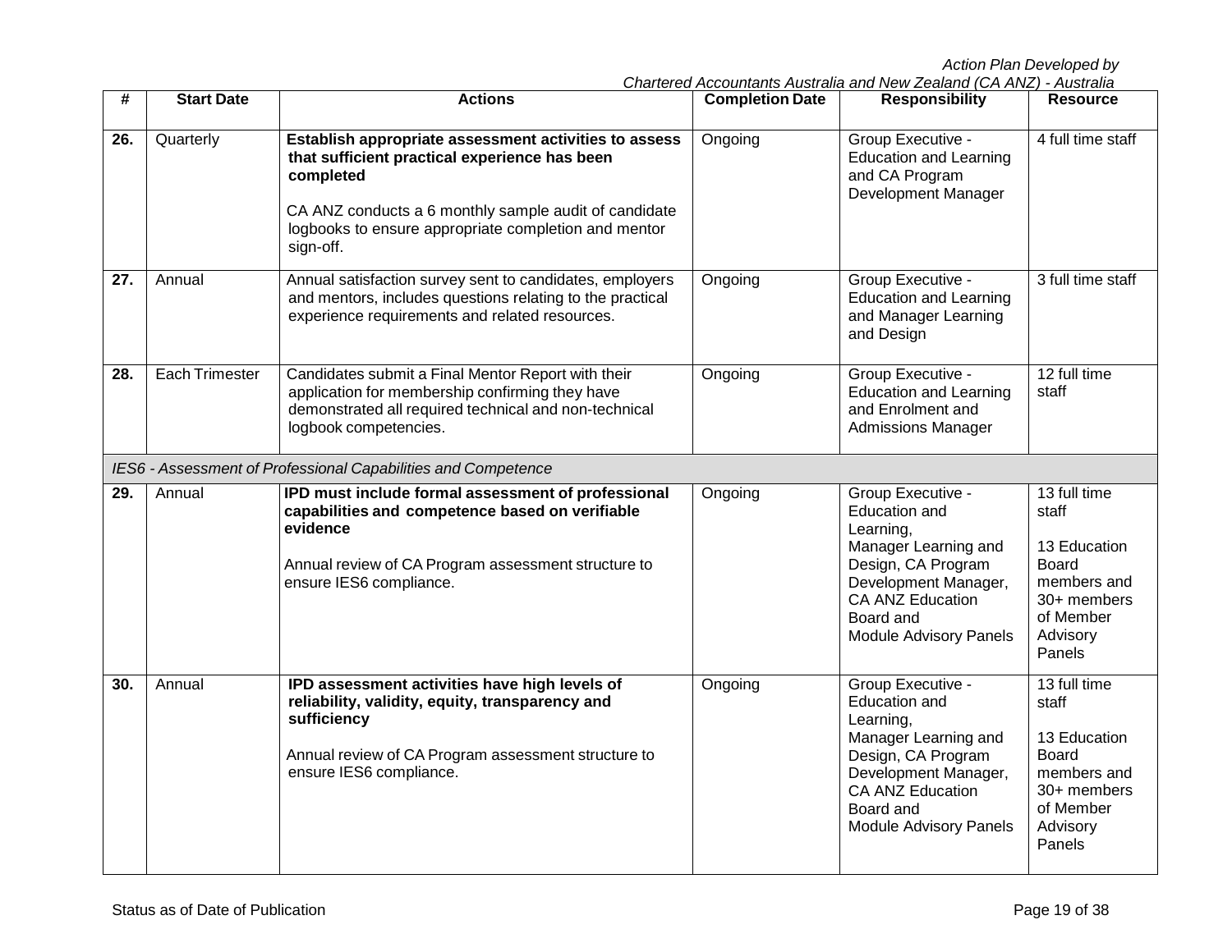*Action Plan Developed by*
*Chartered Accountants Australia and New Zealand (CA ANZ) - Australia*

| # | Start Date | Actions | Completion Date | Responsibility | Resource |
|---|---|---|---|---|---|
| **26.** | Quarterly | **Establish appropriate assessment activities to assess that sufficient practical experience has been completed**<br><br>CA ANZ conducts a 6 monthly sample audit of candidate logbooks to ensure appropriate completion and mentor sign-off. | Ongoing | Group Executive - Education and Learning and CA Program Development Manager | 4 full time staff |
| **27.** | Annual | Annual satisfaction survey sent to candidates, employers and mentors, includes questions relating to the practical experience requirements and related resources. | Ongoing | Group Executive - Education and Learning and Manager Learning and Design | 3 full time staff |
| **28.** | Each Trimester | Candidates submit a Final Mentor Report with their application for membership confirming they have demonstrated all required technical and non-technical logbook competencies. | Ongoing | Group Executive - Education and Learning and Enrolment and Admissions Manager | 12 full time staff |
| *IES6 - Assessment of Professional Capabilities and Competence* | | | | | |
| **29.** | Annual | **IPD must include formal assessment of professional capabilities and competence based on verifiable evidence**<br><br>Annual review of CA Program assessment structure to ensure IES6 compliance. | Ongoing | Group Executive - Education and Learning, Manager Learning and Design, CA Program Development Manager, CA ANZ Education Board and Module Advisory Panels | 13 full time staff<br><br>13 Education Board members and 30+ members of Member Advisory Panels |
| **30.** | Annual | **IPD assessment activities have high levels of reliability, validity, equity, transparency and sufficiency**<br><br>Annual review of CA Program assessment structure to ensure IES6 compliance. | Ongoing | Group Executive - Education and Learning, Manager Learning and Design, CA Program Development Manager, CA ANZ Education Board and Module Advisory Panels | 13 full time staff<br><br>13 Education Board members and 30+ members of Member Advisory Panels |

Status as of Date of Publication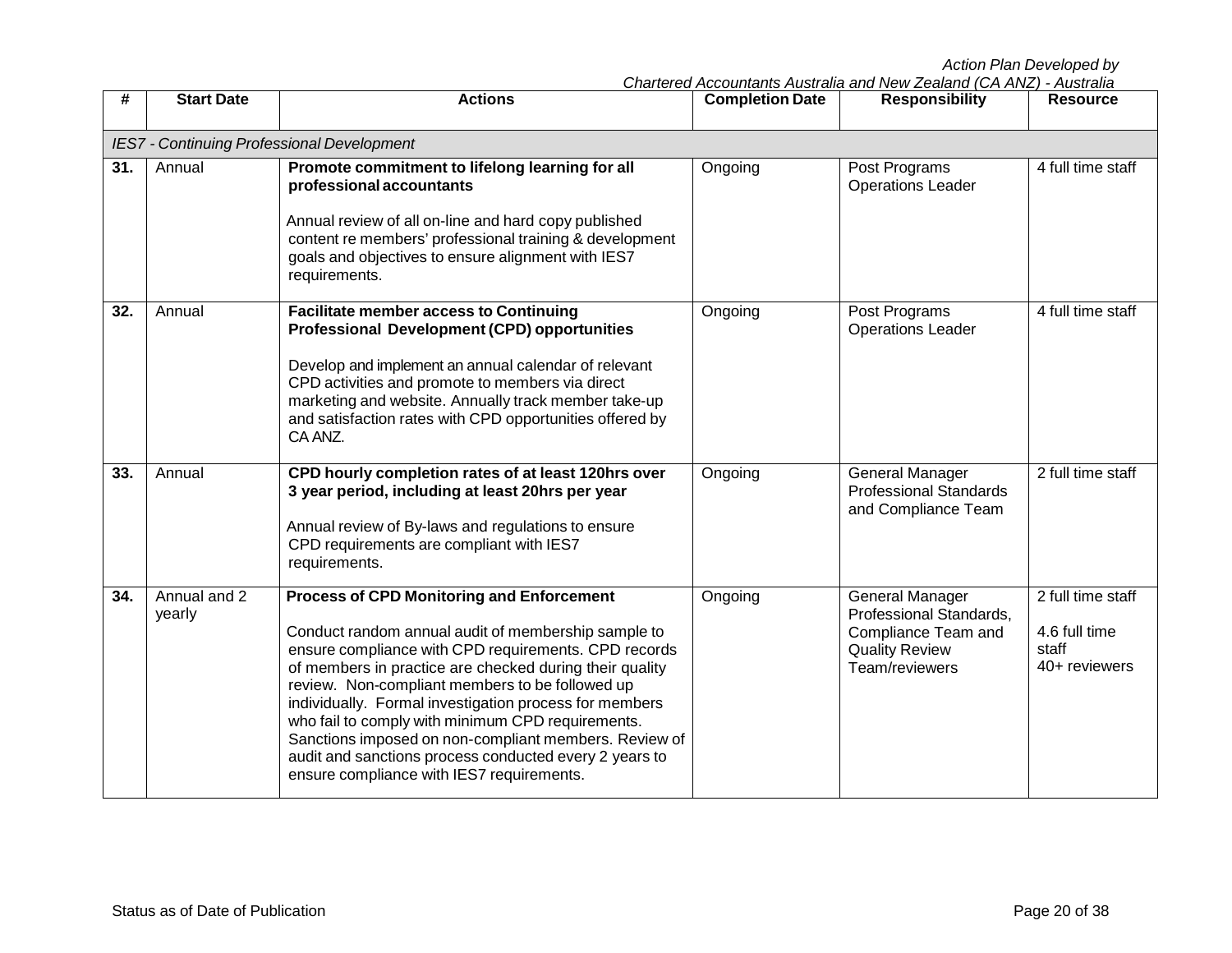| # | Start Date | Actions | Completion Date | Responsibility | Resource |
|---|---|---|---|---|---|
| *IES7 - Continuing Professional Development* | | | | | |
| **31.** | Annual | **Promote commitment to lifelong learning for all professional accountants**<br><br>Annual review of all on-line and hard copy published content re members' professional training & development goals and objectives to ensure alignment with IES7 requirements. | Ongoing | Post Programs Operations Leader | 4 full time staff |
| **32.** | Annual | **Facilitate member access to Continuing Professional Development (CPD) opportunities**<br><br>Develop and implement an annual calendar of relevant CPD activities and promote to members via direct marketing and website. Annually track member take-up and satisfaction rates with CPD opportunities offered by CA ANZ. | Ongoing | Post Programs Operations Leader | 4 full time staff |
| **33.** | Annual | **CPD hourly completion rates of at least 120hrs over 3 year period, including at least 20hrs per year**<br><br>Annual review of By-laws and regulations to ensure CPD requirements are compliant with IES7 requirements. | Ongoing | General Manager Professional Standards and Compliance Team | 2 full time staff |
| **34.** | Annual and 2 yearly | **Process of CPD Monitoring and Enforcement**<br><br>Conduct random annual audit of membership sample to ensure compliance with CPD requirements. CPD records of members in practice are checked during their quality review. Non-compliant members to be followed up individually. Formal investigation process for members who fail to comply with minimum CPD requirements. Sanctions imposed on non-compliant members. Review of audit and sanctions process conducted every 2 years to ensure compliance with IES7 requirements. | Ongoing | General Manager Professional Standards, Compliance Team and Quality Review Team/reviewers | 2 full time staff<br><br>4.6 full time staff<br>40+ reviewers |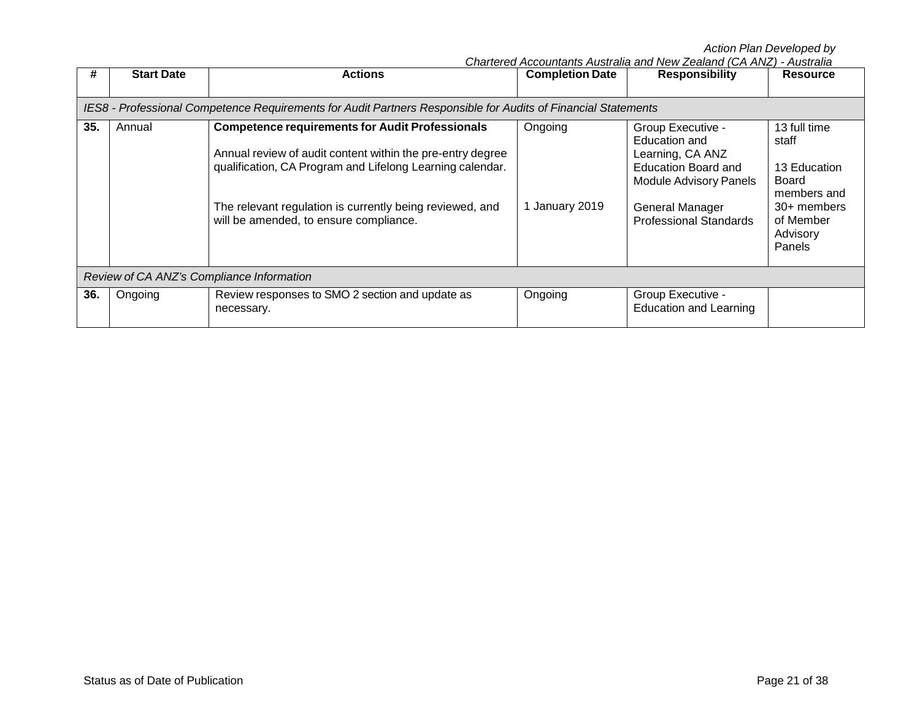| # | Start Date | Actions | Completion Date | Responsibility | Resource |
|---|---|---|---|---|---|
| *IES8 - Professional Competence Requirements for Audit Partners Responsible for Audits of Financial Statements* | | | | | |
| **35.** | Annual | **Competence requirements for Audit Professionals**<br><br>Annual review of audit content within the pre-entry degree qualification, CA Program and Lifelong Learning calendar.<br><br>The relevant regulation is currently being reviewed, and will be amended, to ensure compliance. | Ongoing<br><br><br><br>1 January 2019 | Group Executive - Education and Learning, CA ANZ Education Board and Module Advisory Panels<br><br>General Manager Professional Standards | 13 full time staff<br><br>13 Education Board members and 30+ members of Member Advisory Panels |
| *Review of CA ANZ's Compliance Information* | | | | | |
| **36.** | Ongoing | Review responses to SMO 2 section and update as necessary. | Ongoing | Group Executive - Education and Learning | |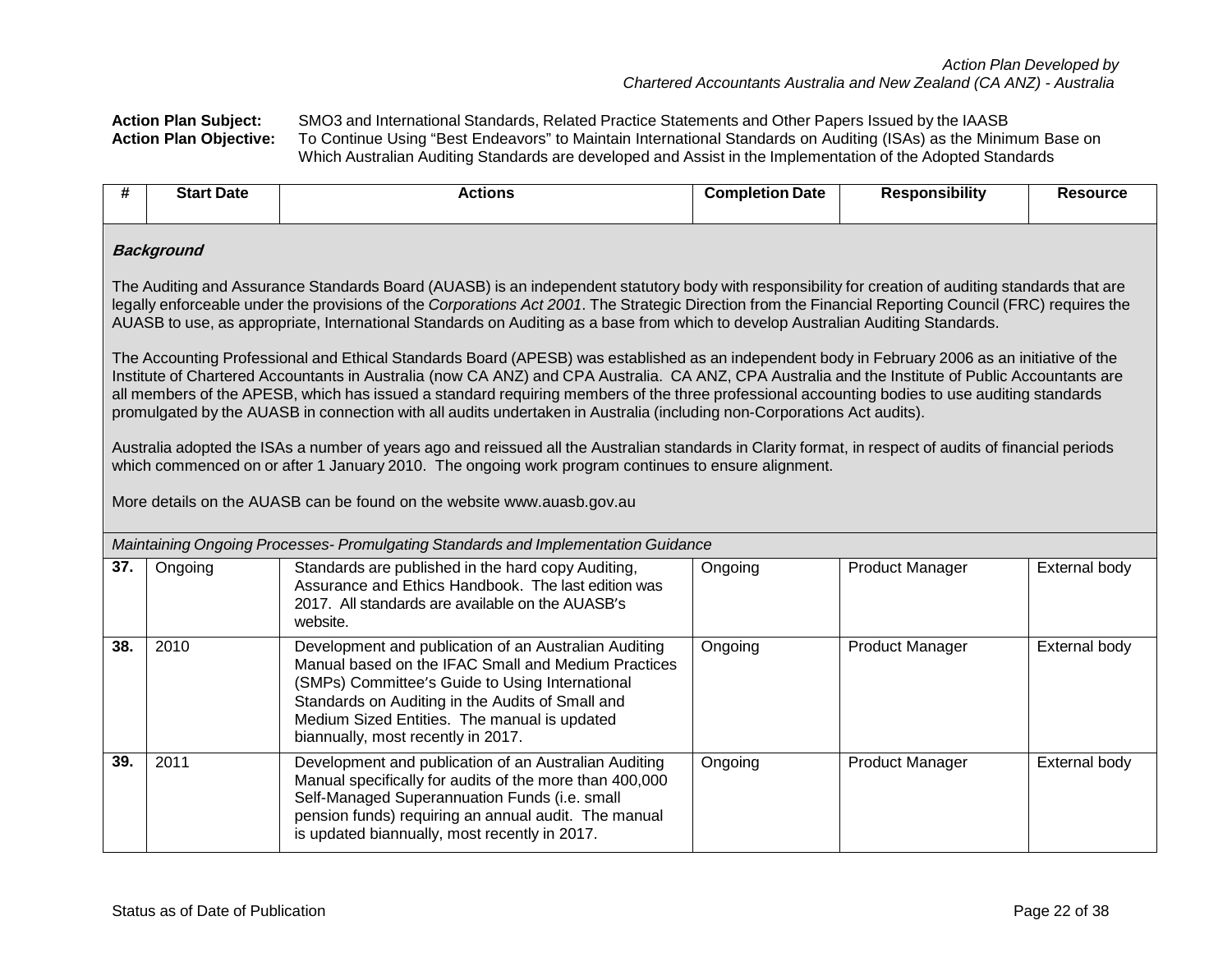*Action Plan Developed by*
*Chartered Accountants Australia and New Zealand (CA ANZ) - Australia*

**Action Plan Subject:** SMO3 and International Standards, Related Practice Statements and Other Papers Issued by the IAASB
**Action Plan Objective:** To Continue Using "Best Endeavors" to Maintain International Standards on Auditing (ISAs) as the Minimum Base on Which Australian Auditing Standards are developed and Assist in the Implementation of the Adopted Standards

| # | Start Date | Actions | Completion Date | Responsibility | Resource |
|---|---|---|---|---|---|

***Background***

The Auditing and Assurance Standards Board (AUASB) is an independent statutory body with responsibility for creation of auditing standards that are legally enforceable under the provisions of the *Corporations Act 2001*. The Strategic Direction from the Financial Reporting Council (FRC) requires the AUASB to use, as appropriate, International Standards on Auditing as a base from which to develop Australian Auditing Standards.

The Accounting Professional and Ethical Standards Board (APESB) was established as an independent body in February 2006 as an initiative of the Institute of Chartered Accountants in Australia (now CA ANZ) and CPA Australia. CA ANZ, CPA Australia and the Institute of Public Accountants are all members of the APESB, which has issued a standard requiring members of the three professional accounting bodies to use auditing standards promulgated by the AUASB in connection with all audits undertaken in Australia (including non-Corporations Act audits).

Australia adopted the ISAs a number of years ago and reissued all the Australian standards in Clarity format, in respect of audits of financial periods which commenced on or after 1 January 2010. The ongoing work program continues to ensure alignment.

More details on the AUASB can be found on the website www.auasb.gov.au

*Maintaining Ongoing Processes- Promulgating Standards and Implementation Guidance*

| # | Start Date | Actions | Completion Date | Responsibility | Resource |
|---|---|---|---|---|---|
| **37.** | Ongoing | Standards are published in the hard copy Auditing, Assurance and Ethics Handbook. The last edition was 2017. All standards are available on the AUASB's website. | Ongoing | Product Manager | External body |
| **38.** | 2010 | Development and publication of an Australian Auditing Manual based on the IFAC Small and Medium Practices (SMPs) Committee's Guide to Using International Standards on Auditing in the Audits of Small and Medium Sized Entities. The manual is updated biannually, most recently in 2017. | Ongoing | Product Manager | External body |
| **39.** | 2011 | Development and publication of an Australian Auditing Manual specifically for audits of the more than 400,000 Self-Managed Superannuation Funds (i.e. small pension funds) requiring an annual audit. The manual is updated biannually, most recently in 2017. | Ongoing | Product Manager | External body |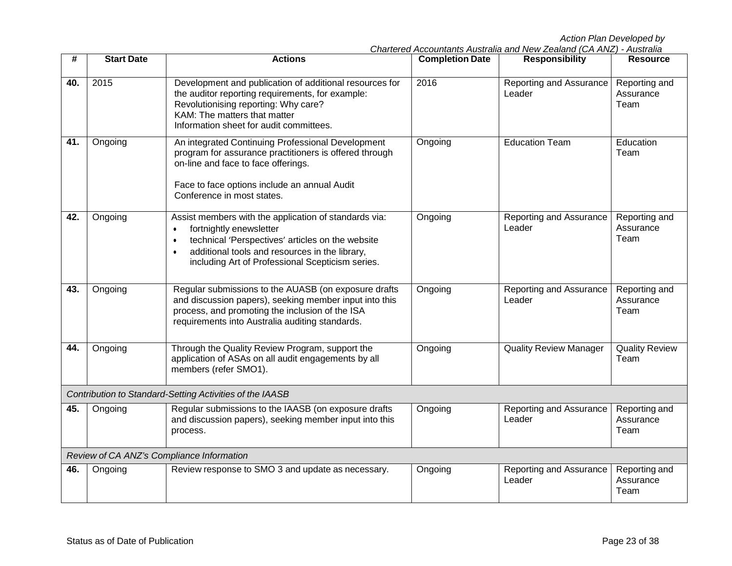| # | Start Date | Actions | Completion Date | Responsibility | Resource |
|---|---|---|---|---|---|
| 40. | 2015 | Development and publication of additional resources for the auditor reporting requirements, for example: Revolutionising reporting: Why care? KAM: The matters that matter Information sheet for audit committees. | 2016 | Reporting and Assurance Leader | Reporting and Assurance Team |
| 41. | Ongoing | An integrated Continuing Professional Development program for assurance practitioners is offered through on-line and face to face offerings.<br><br>Face to face options include an annual Audit Conference in most states. | Ongoing | Education Team | Education Team |
| 42. | Ongoing | Assist members with the application of standards via:<br>• fortnightly enewsletter<br>• technical 'Perspectives' articles on the website<br>• additional tools and resources in the library, including Art of Professional Scepticism series. | Ongoing | Reporting and Assurance Leader | Reporting and Assurance Team |
| 43. | Ongoing | Regular submissions to the AUASB (on exposure drafts and discussion papers), seeking member input into this process, and promoting the inclusion of the ISA requirements into Australia auditing standards. | Ongoing | Reporting and Assurance Leader | Reporting and Assurance Team |
| 44. | Ongoing | Through the Quality Review Program, support the application of ASAs on all audit engagements by all members (refer SMO1). | Ongoing | Quality Review Manager | Quality Review Team |
| *Contribution to Standard-Setting Activities of the IAASB* | | | | | |
| 45. | Ongoing | Regular submissions to the IAASB (on exposure drafts and discussion papers), seeking member input into this process. | Ongoing | Reporting and Assurance Leader | Reporting and Assurance Team |
| *Review of CA ANZ's Compliance Information* | | | | | |
| 46. | Ongoing | Review response to SMO 3 and update as necessary. | Ongoing | Reporting and Assurance Leader | Reporting and Assurance Team |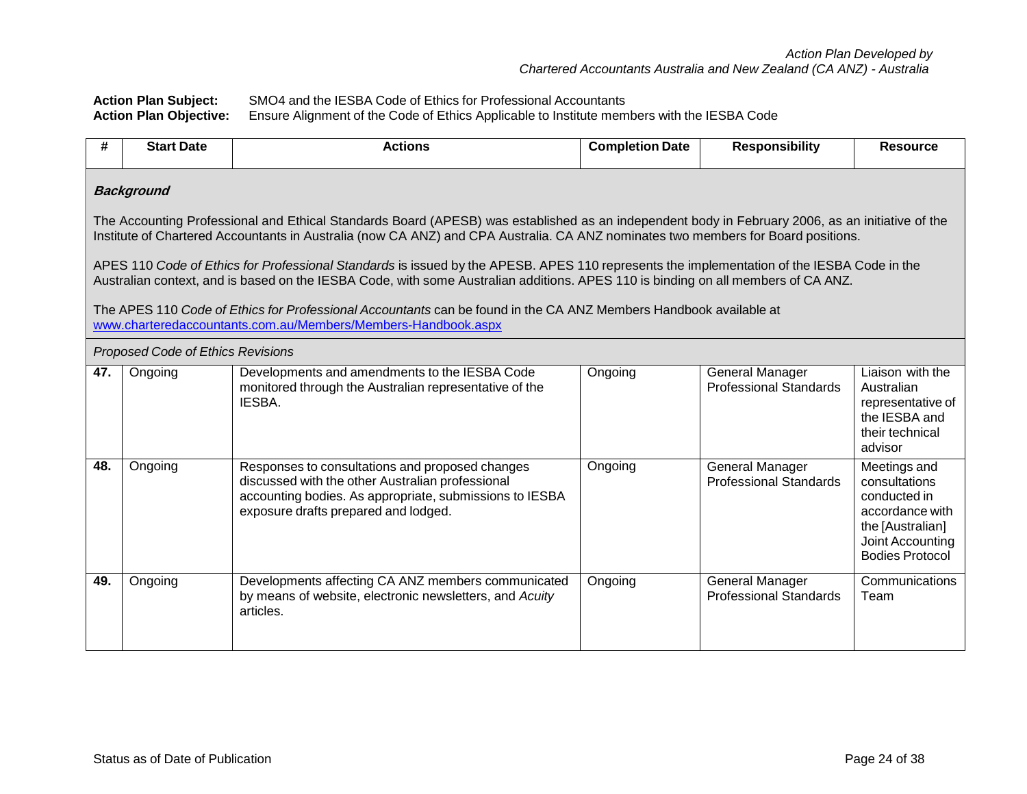*Action Plan Developed by*
*Chartered Accountants Australia and New Zealand (CA ANZ) - Australia*

**Action Plan Subject:** SMO4 and the IESBA Code of Ethics for Professional Accountants
**Action Plan Objective:** Ensure Alignment of the Code of Ethics Applicable to Institute members with the IESBA Code

| # | Start Date | Actions | Completion Date | Responsibility | Resource |
|---|---|---|---|---|---|
| ***Background***<br><br>The Accounting Professional and Ethical Standards Board (APESB) was established as an independent body in February 2006, as an initiative of the Institute of Chartered Accountants in Australia (now CA ANZ) and CPA Australia. CA ANZ nominates two members for Board positions.<br><br>APES 110 *Code of Ethics for Professional Standards* is issued by the APESB. APES 110 represents the implementation of the IESBA Code in the Australian context, and is based on the IESBA Code, with some Australian additions. APES 110 is binding on all members of CA ANZ.<br><br>The APES 110 *Code of Ethics for Professional Accountants* can be found in the CA ANZ Members Handbook available at www.charteredaccountants.com.au/Members/Members-Handbook.aspx | | | | | |
| *Proposed Code of Ethics Revisions* | | | | | |
| **47.** | Ongoing | Developments and amendments to the IESBA Code monitored through the Australian representative of the IESBA. | Ongoing | General Manager Professional Standards | Liaison with the Australian representative of the IESBA and their technical advisor |
| **48.** | Ongoing | Responses to consultations and proposed changes discussed with the other Australian professional accounting bodies. As appropriate, submissions to IESBA exposure drafts prepared and lodged. | Ongoing | General Manager Professional Standards | Meetings and consultations conducted in accordance with the [Australian] Joint Accounting Bodies Protocol |
| **49.** | Ongoing | Developments affecting CA ANZ members communicated by means of website, electronic newsletters, and *Acuity* articles. | Ongoing | General Manager Professional Standards | Communications Team |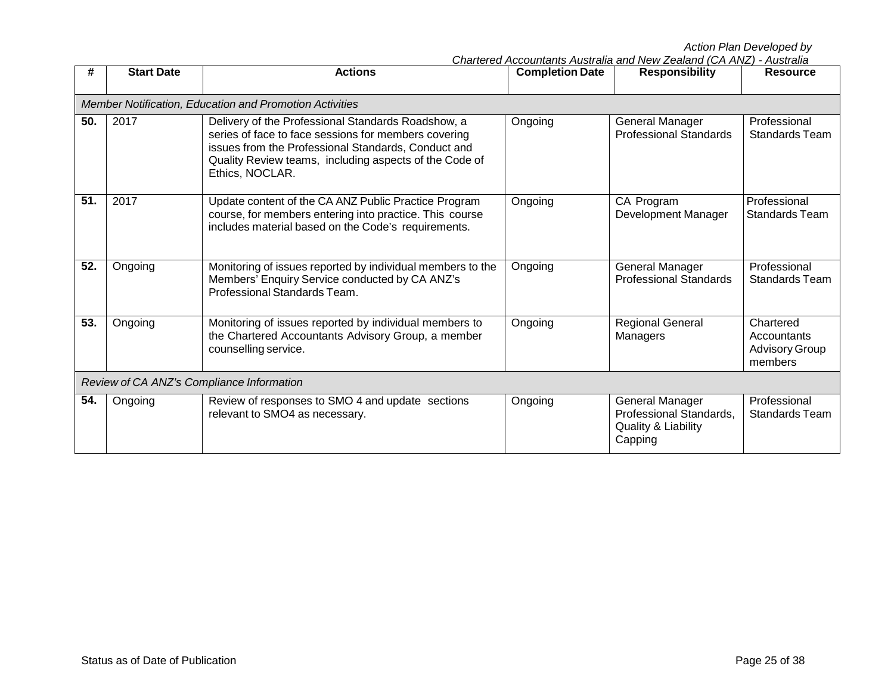*Action Plan Developed by*
*Chartered Accountants Australia and New Zealand (CA ANZ) - Australia*

| # | Start Date | Actions | Completion Date | Responsibility | Resource |
|---|---|---|---|---|---|
| *Member Notification, Education and Promotion Activities* | | | | | |
| **50.** | 2017 | Delivery of the Professional Standards Roadshow, a series of face to face sessions for members covering issues from the Professional Standards, Conduct and Quality Review teams, including aspects of the Code of Ethics, NOCLAR. | Ongoing | General Manager Professional Standards | Professional Standards Team |
| **51.** | 2017 | Update content of the CA ANZ Public Practice Program course, for members entering into practice. This course includes material based on the Code's requirements. | Ongoing | CA Program Development Manager | Professional Standards Team |
| **52.** | Ongoing | Monitoring of issues reported by individual members to the Members' Enquiry Service conducted by CA ANZ's Professional Standards Team. | Ongoing | General Manager Professional Standards | Professional Standards Team |
| **53.** | Ongoing | Monitoring of issues reported by individual members to the Chartered Accountants Advisory Group, a member counselling service. | Ongoing | Regional General Managers | Chartered Accountants Advisory Group members |
| *Review of CA ANZ's Compliance Information* | | | | | |
| **54.** | Ongoing | Review of responses to SMO 4 and update sections relevant to SMO4 as necessary. | Ongoing | General Manager Professional Standards, Quality & Liability Capping | Professional Standards Team |

Status as of Date of Publication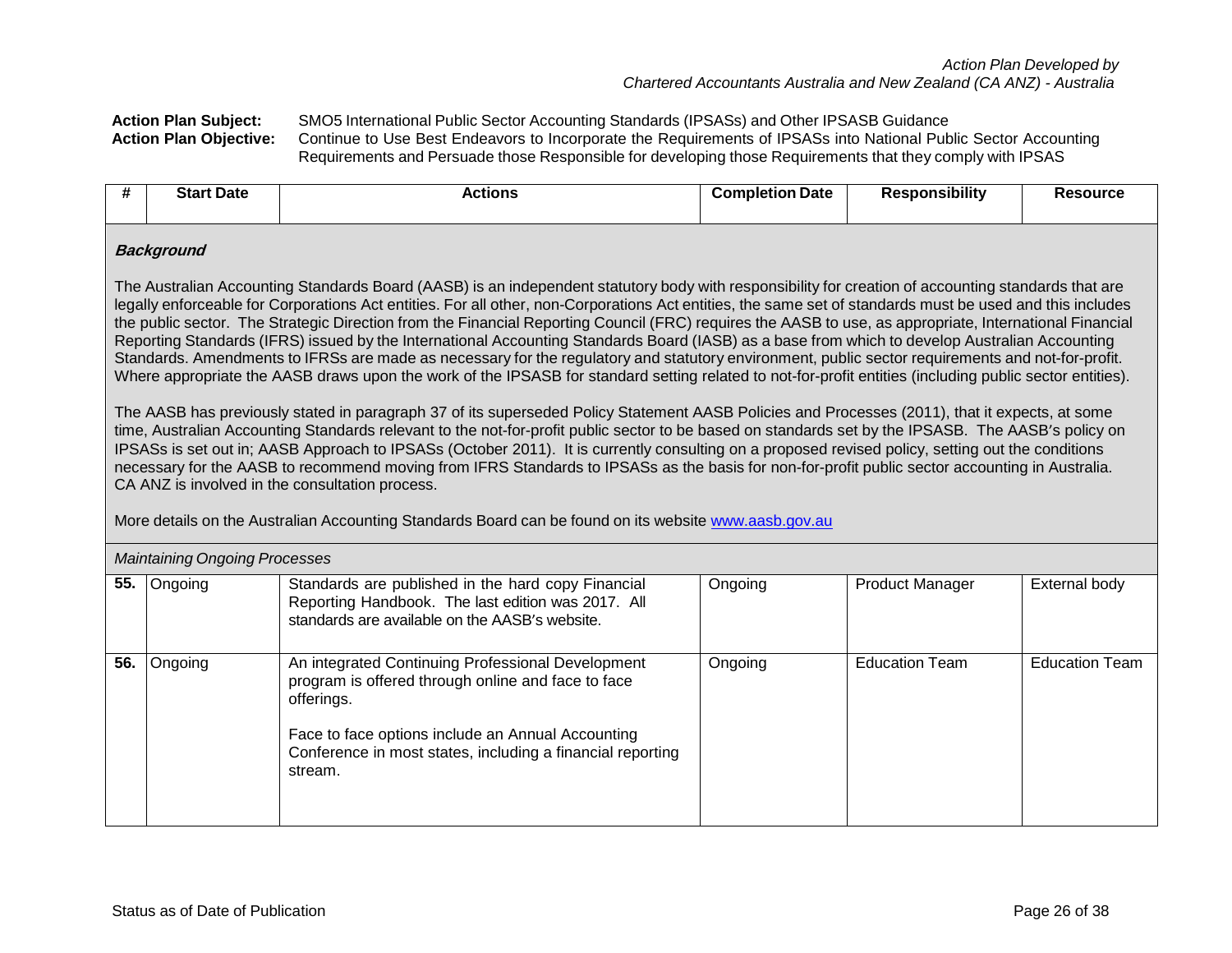*Action Plan Developed by*
*Chartered Accountants Australia and New Zealand (CA ANZ) - Australia*

**Action Plan Subject:** SMO5 International Public Sector Accounting Standards (IPSASs) and Other IPSASB Guidance

**Action Plan Objective:** Continue to Use Best Endeavors to Incorporate the Requirements of IPSASs into National Public Sector Accounting Requirements and Persuade those Responsible for developing those Requirements that they comply with IPSAS

| # | Start Date | Actions | Completion Date | Responsibility | Resource |
|---|---|---|---|---|---|

***Background***

The Australian Accounting Standards Board (AASB) is an independent statutory body with responsibility for creation of accounting standards that are legally enforceable for Corporations Act entities. For all other, non-Corporations Act entities, the same set of standards must be used and this includes the public sector. The Strategic Direction from the Financial Reporting Council (FRC) requires the AASB to use, as appropriate, International Financial Reporting Standards (IFRS) issued by the International Accounting Standards Board (IASB) as a base from which to develop Australian Accounting Standards. Amendments to IFRSs are made as necessary for the regulatory and statutory environment, public sector requirements and not-for-profit. Where appropriate the AASB draws upon the work of the IPSASB for standard setting related to not-for-profit entities (including public sector entities).

The AASB has previously stated in paragraph 37 of its superseded Policy Statement AASB Policies and Processes (2011), that it expects, at some time, Australian Accounting Standards relevant to the not-for-profit public sector to be based on standards set by the IPSASB. The AASB's policy on IPSASs is set out in; AASB Approach to IPSASs (October 2011). It is currently consulting on a proposed revised policy, setting out the conditions necessary for the AASB to recommend moving from IFRS Standards to IPSASs as the basis for non-for-profit public sector accounting in Australia. CA ANZ is involved in the consultation process.

More details on the Australian Accounting Standards Board can be found on its website www.aasb.gov.au

*Maintaining Ongoing Processes*

| # | Start Date | Actions | Completion Date | Responsibility | Resource |
|---|---|---|---|---|---|
| **55.** | Ongoing | Standards are published in the hard copy Financial Reporting Handbook. The last edition was 2017. All standards are available on the AASB's website. | Ongoing | Product Manager | External body |
| **56.** | Ongoing | An integrated Continuing Professional Development program is offered through online and face to face offerings.<br><br>Face to face options include an Annual Accounting Conference in most states, including a financial reporting stream. | Ongoing | Education Team | Education Team |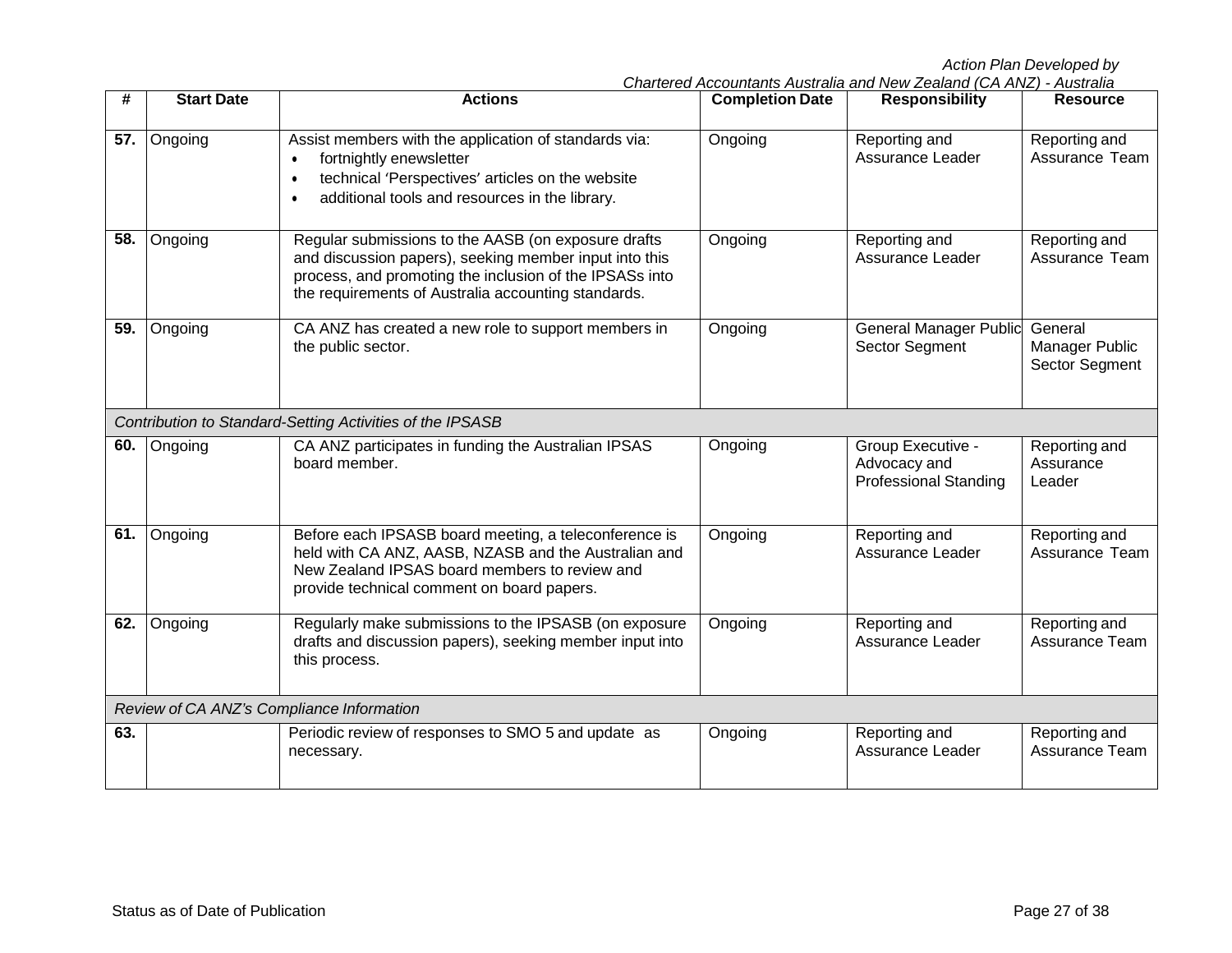| # | Start Date | Actions | Completion Date | Responsibility | Resource |
|---|---|---|---|---|---|
| 57. | Ongoing | Assist members with the application of standards via: <br>• fortnightly enewsletter <br>• technical 'Perspectives' articles on the website <br>• additional tools and resources in the library. | Ongoing | Reporting and Assurance Leader | Reporting and Assurance Team |
| 58. | Ongoing | Regular submissions to the AASB (on exposure drafts and discussion papers), seeking member input into this process, and promoting the inclusion of the IPSASs into the requirements of Australia accounting standards. | Ongoing | Reporting and Assurance Leader | Reporting and Assurance Team |
| 59. | Ongoing | CA ANZ has created a new role to support members in the public sector. | Ongoing | General Manager Public Sector Segment | General Manager Public Sector Segment |
| *Contribution to Standard-Setting Activities of the IPSASB* | | | | | |
| 60. | Ongoing | CA ANZ participates in funding the Australian IPSAS board member. | Ongoing | Group Executive - Advocacy and Professional Standing | Reporting and Assurance Leader |
| 61. | Ongoing | Before each IPSASB board meeting, a teleconference is held with CA ANZ, AASB, NZASB and the Australian and New Zealand IPSAS board members to review and provide technical comment on board papers. | Ongoing | Reporting and Assurance Leader | Reporting and Assurance Team |
| 62. | Ongoing | Regularly make submissions to the IPSASB (on exposure drafts and discussion papers), seeking member input into this process. | Ongoing | Reporting and Assurance Leader | Reporting and Assurance Team |
| *Review of CA ANZ's Compliance Information* | | | | | |
| 63. | | Periodic review of responses to SMO 5 and update as necessary. | Ongoing | Reporting and Assurance Leader | Reporting and Assurance Team |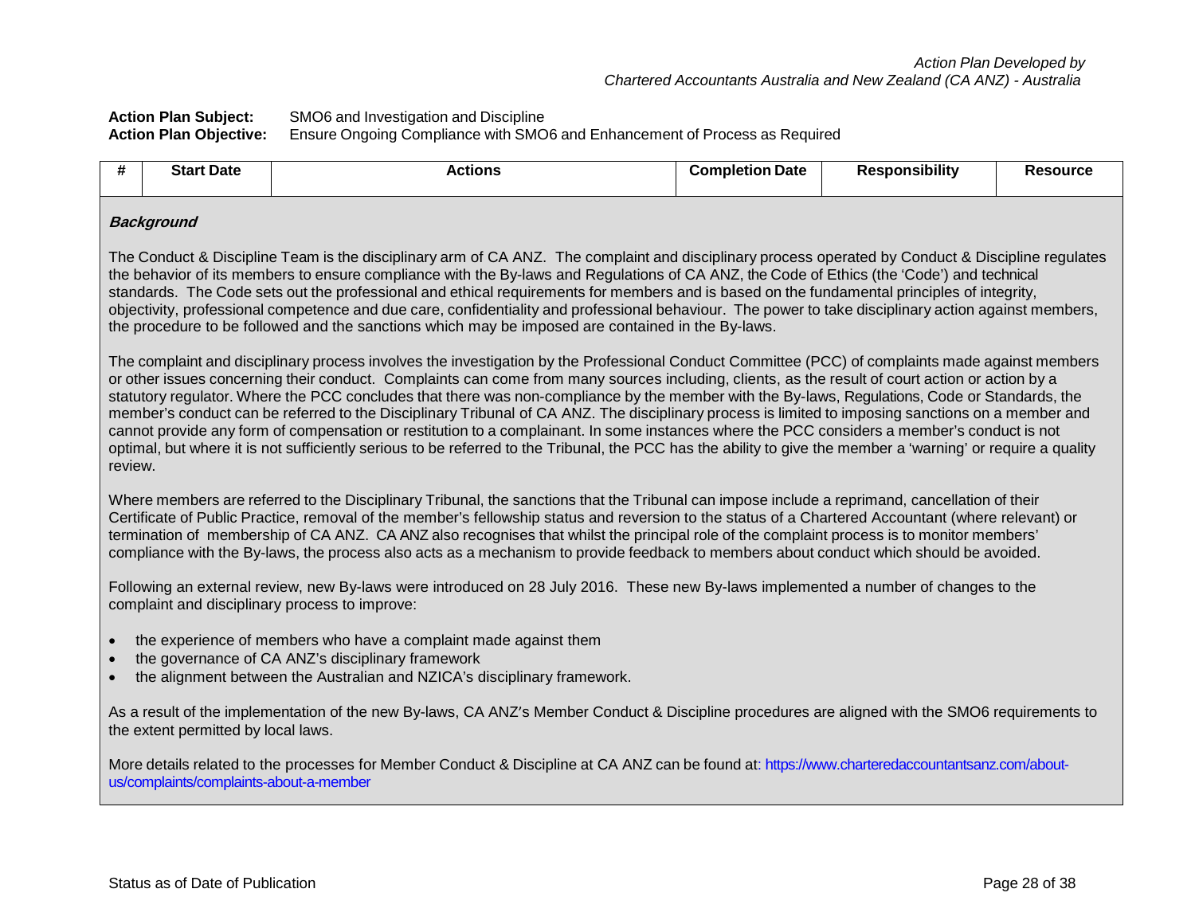*Action Plan Developed by*
*Chartered Accountants Australia and New Zealand (CA ANZ) - Australia*

**Action Plan Subject:** SMO6 and Investigation and Discipline
**Action Plan Objective:** Ensure Ongoing Compliance with SMO6 and Enhancement of Process as Required

| # | Start Date | Actions | Completion Date | Responsibility | Resource |
|---|---|---|---|---|---|

***Background***

The Conduct & Discipline Team is the disciplinary arm of CA ANZ. The complaint and disciplinary process operated by Conduct & Discipline regulates the behavior of its members to ensure compliance with the By-laws and Regulations of CA ANZ, the Code of Ethics (the 'Code') and technical standards. The Code sets out the professional and ethical requirements for members and is based on the fundamental principles of integrity, objectivity, professional competence and due care, confidentiality and professional behaviour. The power to take disciplinary action against members, the procedure to be followed and the sanctions which may be imposed are contained in the By-laws.

The complaint and disciplinary process involves the investigation by the Professional Conduct Committee (PCC) of complaints made against members or other issues concerning their conduct. Complaints can come from many sources including, clients, as the result of court action or action by a statutory regulator. Where the PCC concludes that there was non-compliance by the member with the By-laws, Regulations, Code or Standards, the member's conduct can be referred to the Disciplinary Tribunal of CA ANZ. The disciplinary process is limited to imposing sanctions on a member and cannot provide any form of compensation or restitution to a complainant. In some instances where the PCC considers a member's conduct is not optimal, but where it is not sufficiently serious to be referred to the Tribunal, the PCC has the ability to give the member a 'warning' or require a quality review.

Where members are referred to the Disciplinary Tribunal, the sanctions that the Tribunal can impose include a reprimand, cancellation of their Certificate of Public Practice, removal of the member's fellowship status and reversion to the status of a Chartered Accountant (where relevant) or termination of membership of CA ANZ. CA ANZ also recognises that whilst the principal role of the complaint process is to monitor members' compliance with the By-laws, the process also acts as a mechanism to provide feedback to members about conduct which should be avoided.

Following an external review, new By-laws were introduced on 28 July 2016. These new By-laws implemented a number of changes to the complaint and disciplinary process to improve:

- the experience of members who have a complaint made against them
- the governance of CA ANZ's disciplinary framework
- the alignment between the Australian and NZICA's disciplinary framework.

As a result of the implementation of the new By-laws, CA ANZ's Member Conduct & Discipline procedures are aligned with the SMO6 requirements to the extent permitted by local laws.

More details related to the processes for Member Conduct & Discipline at CA ANZ can be found at: https://www.charteredaccountantsanz.com/about-us/complaints/complaints-about-a-member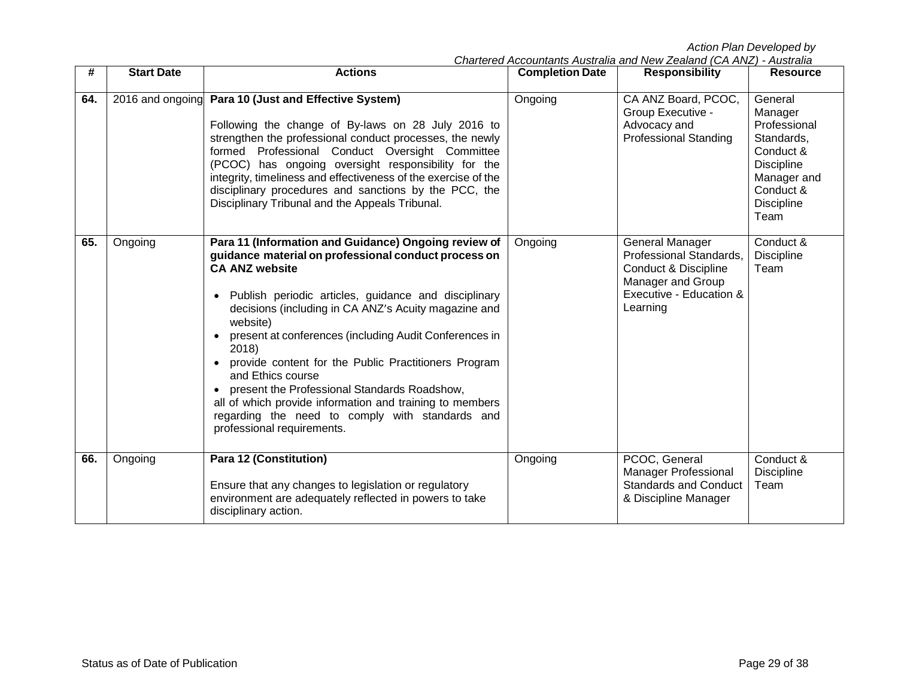| # | Start Date | Actions | Completion Date | Responsibility | Resource |
|---|---|---|---|---|---|
| 64. | 2016 and ongoing | **Para 10 (Just and Effective System)**<br><br>Following the change of By-laws on 28 July 2016 to strengthen the professional conduct processes, the newly formed Professional Conduct Oversight Committee (PCOC) has ongoing oversight responsibility for the integrity, timeliness and effectiveness of the exercise of the disciplinary procedures and sanctions by the PCC, the Disciplinary Tribunal and the Appeals Tribunal. | Ongoing | CA ANZ Board, PCOC, Group Executive - Advocacy and Professional Standing | General Manager Professional Standards, Conduct & Discipline Manager and Conduct & Discipline Team |
| 65. | Ongoing | **Para 11 (Information and Guidance) Ongoing review of guidance material on professional conduct process on CA ANZ website**<br><br>• Publish periodic articles, guidance and disciplinary decisions (including in CA ANZ's Acuity magazine and website)<br>• present at conferences (including Audit Conferences in 2018)<br>• provide content for the Public Practitioners Program and Ethics course<br>• present the Professional Standards Roadshow,<br>all of which provide information and training to members regarding the need to comply with standards and professional requirements. | Ongoing | General Manager Professional Standards, Conduct & Discipline Manager and Group Executive - Education & Learning | Conduct & Discipline Team |
| 66. | Ongoing | **Para 12 (Constitution)**<br><br>Ensure that any changes to legislation or regulatory environment are adequately reflected in powers to take disciplinary action. | Ongoing | PCOC, General Manager Professional Standards and Conduct & Discipline Manager | Conduct & Discipline Team |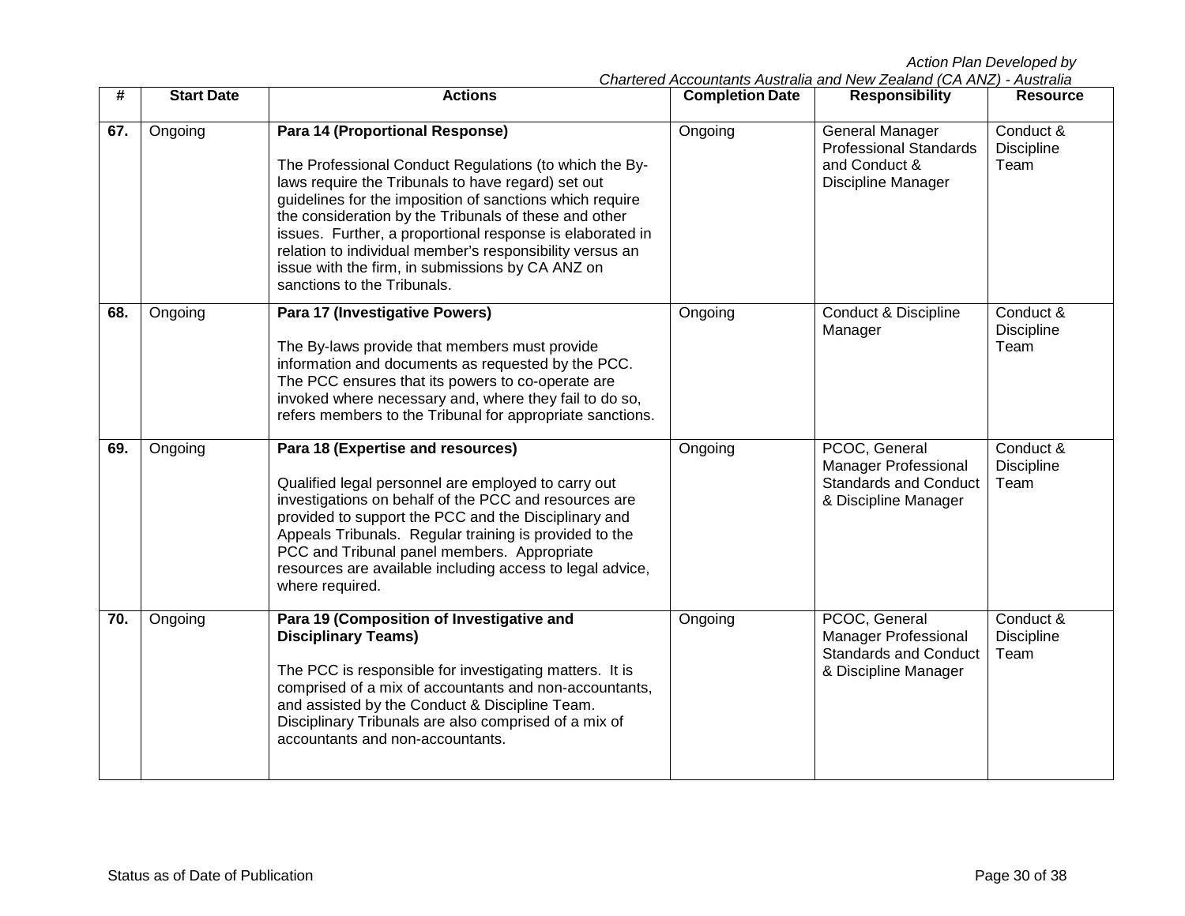| # | Start Date | Actions | Completion Date | Responsibility | Resource |
|---|---|---|---|---|---|
| 67. | Ongoing | **Para 14 (Proportional Response)**<br><br>The Professional Conduct Regulations (to which the By-laws require the Tribunals to have regard) set out guidelines for the imposition of sanctions which require the consideration by the Tribunals of these and other issues. Further, a proportional response is elaborated in relation to individual member's responsibility versus an issue with the firm, in submissions by CA ANZ on sanctions to the Tribunals. | Ongoing | General Manager Professional Standards and Conduct & Discipline Manager | Conduct & Discipline Team |
| 68. | Ongoing | **Para 17 (Investigative Powers)**<br><br>The By-laws provide that members must provide information and documents as requested by the PCC. The PCC ensures that its powers to co-operate are invoked where necessary and, where they fail to do so, refers members to the Tribunal for appropriate sanctions. | Ongoing | Conduct & Discipline Manager | Conduct & Discipline Team |
| 69. | Ongoing | **Para 18 (Expertise and resources)**<br><br>Qualified legal personnel are employed to carry out investigations on behalf of the PCC and resources are provided to support the PCC and the Disciplinary and Appeals Tribunals. Regular training is provided to the PCC and Tribunal panel members. Appropriate resources are available including access to legal advice, where required. | Ongoing | PCOC, General Manager Professional Standards and Conduct & Discipline Manager | Conduct & Discipline Team |
| 70. | Ongoing | **Para 19 (Composition of Investigative and Disciplinary Teams)**<br><br>The PCC is responsible for investigating matters. It is comprised of a mix of accountants and non-accountants, and assisted by the Conduct & Discipline Team. Disciplinary Tribunals are also comprised of a mix of accountants and non-accountants. | Ongoing | PCOC, General Manager Professional Standards and Conduct & Discipline Manager | Conduct & Discipline Team |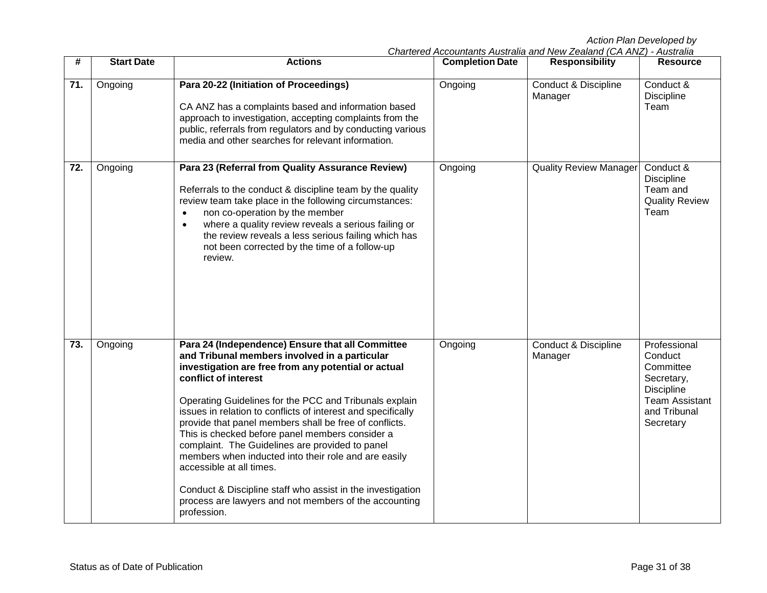| # | Start Date | Actions | Completion Date | Responsibility | Resource |
|---|---|---|---|---|---|
| **71.** | Ongoing | **Para 20-22 (Initiation of Proceedings)**<br><br>CA ANZ has a complaints based and information based approach to investigation, accepting complaints from the public, referrals from regulators and by conducting various media and other searches for relevant information. | Ongoing | Conduct & Discipline Manager | Conduct & Discipline Team |
| **72.** | Ongoing | **Para 23 (Referral from Quality Assurance Review)**<br><br>Referrals to the conduct & discipline team by the quality review team take place in the following circumstances:<br>• non co-operation by the member<br>• where a quality review reveals a serious failing or the review reveals a less serious failing which has not been corrected by the time of a follow-up review. | Ongoing | Quality Review Manager | Conduct & Discipline Team and Quality Review Team |
| **73.** | Ongoing | **Para 24 (Independence) Ensure that all Committee and Tribunal members involved in a particular investigation are free from any potential or actual conflict of interest**<br><br>Operating Guidelines for the PCC and Tribunals explain issues in relation to conflicts of interest and specifically provide that panel members shall be free of conflicts. This is checked before panel members consider a complaint. The Guidelines are provided to panel members when inducted into their role and are easily accessible at all times.<br><br>Conduct & Discipline staff who assist in the investigation process are lawyers and not members of the accounting profession. | Ongoing | Conduct & Discipline Manager | Professional Conduct Committee Secretary, Discipline Team Assistant and Tribunal Secretary |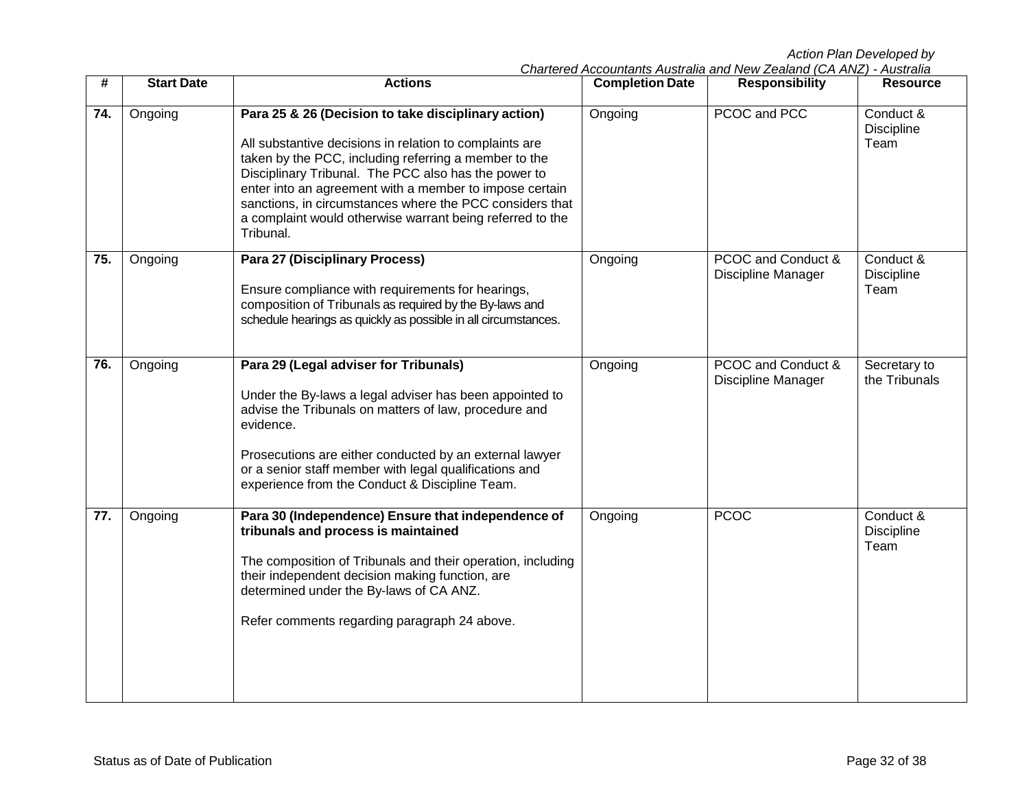| # | Start Date | Actions | Completion Date | Responsibility | Resource |
|---|---|---|---|---|---|
| 74. | Ongoing | **Para 25 & 26 (Decision to take disciplinary action)**<br><br>All substantive decisions in relation to complaints are taken by the PCC, including referring a member to the Disciplinary Tribunal. The PCC also has the power to enter into an agreement with a member to impose certain sanctions, in circumstances where the PCC considers that a complaint would otherwise warrant being referred to the Tribunal. | Ongoing | PCOC and PCC | Conduct & Discipline Team |
| 75. | Ongoing | **Para 27 (Disciplinary Process)**<br><br>Ensure compliance with requirements for hearings, composition of Tribunals as required by the By-laws and schedule hearings as quickly as possible in all circumstances. | Ongoing | PCOC and Conduct & Discipline Manager | Conduct & Discipline Team |
| 76. | Ongoing | **Para 29 (Legal adviser for Tribunals)**<br><br>Under the By-laws a legal adviser has been appointed to advise the Tribunals on matters of law, procedure and evidence.<br><br>Prosecutions are either conducted by an external lawyer or a senior staff member with legal qualifications and experience from the Conduct & Discipline Team. | Ongoing | PCOC and Conduct & Discipline Manager | Secretary to the Tribunals |
| 77. | Ongoing | **Para 30 (Independence) Ensure that independence of tribunals and process is maintained**<br><br>The composition of Tribunals and their operation, including their independent decision making function, are determined under the By-laws of CA ANZ.<br><br>Refer comments regarding paragraph 24 above. | Ongoing | PCOC | Conduct & Discipline Team |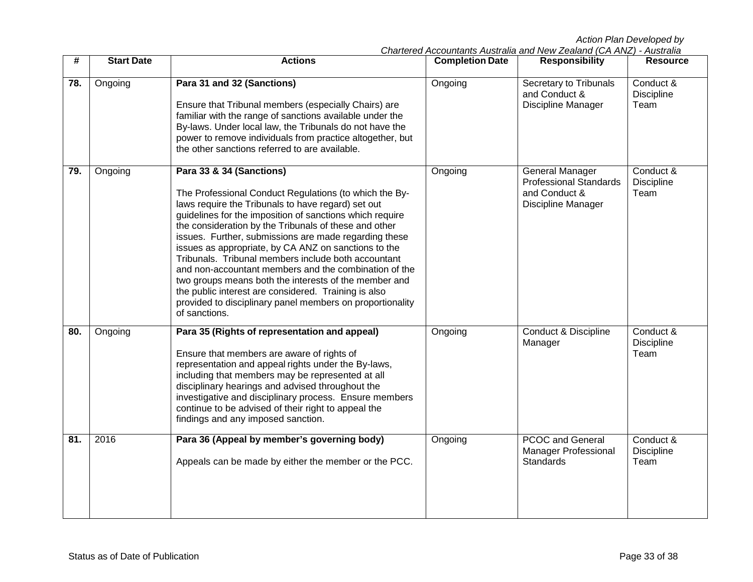| # | Start Date | Actions | Completion Date | Responsibility | Resource |
|---|---|---|---|---|---|
| 78. | Ongoing | **Para 31 and 32 (Sanctions)**<br><br>Ensure that Tribunal members (especially Chairs) are familiar with the range of sanctions available under the By-laws. Under local law, the Tribunals do not have the power to remove individuals from practice altogether, but the other sanctions referred to are available. | Ongoing | Secretary to Tribunals and Conduct & Discipline Manager | Conduct & Discipline Team |
| 79. | Ongoing | **Para 33 & 34 (Sanctions)**<br><br>The Professional Conduct Regulations (to which the By-laws require the Tribunals to have regard) set out guidelines for the imposition of sanctions which require the consideration by the Tribunals of these and other issues. Further, submissions are made regarding these issues as appropriate, by CA ANZ on sanctions to the Tribunals. Tribunal members include both accountant and non-accountant members and the combination of the two groups means both the interests of the member and the public interest are considered. Training is also provided to disciplinary panel members on proportionality of sanctions. | Ongoing | General Manager Professional Standards and Conduct & Discipline Manager | Conduct & Discipline Team |
| 80. | Ongoing | **Para 35 (Rights of representation and appeal)**<br><br>Ensure that members are aware of rights of representation and appeal rights under the By-laws, including that members may be represented at all disciplinary hearings and advised throughout the investigative and disciplinary process. Ensure members continue to be advised of their right to appeal the findings and any imposed sanction. | Ongoing | Conduct & Discipline Manager | Conduct & Discipline Team |
| 81. | 2016 | **Para 36 (Appeal by member's governing body)**<br><br>Appeals can be made by either the member or the PCC. | Ongoing | PCOC and General Manager Professional Standards | Conduct & Discipline Team |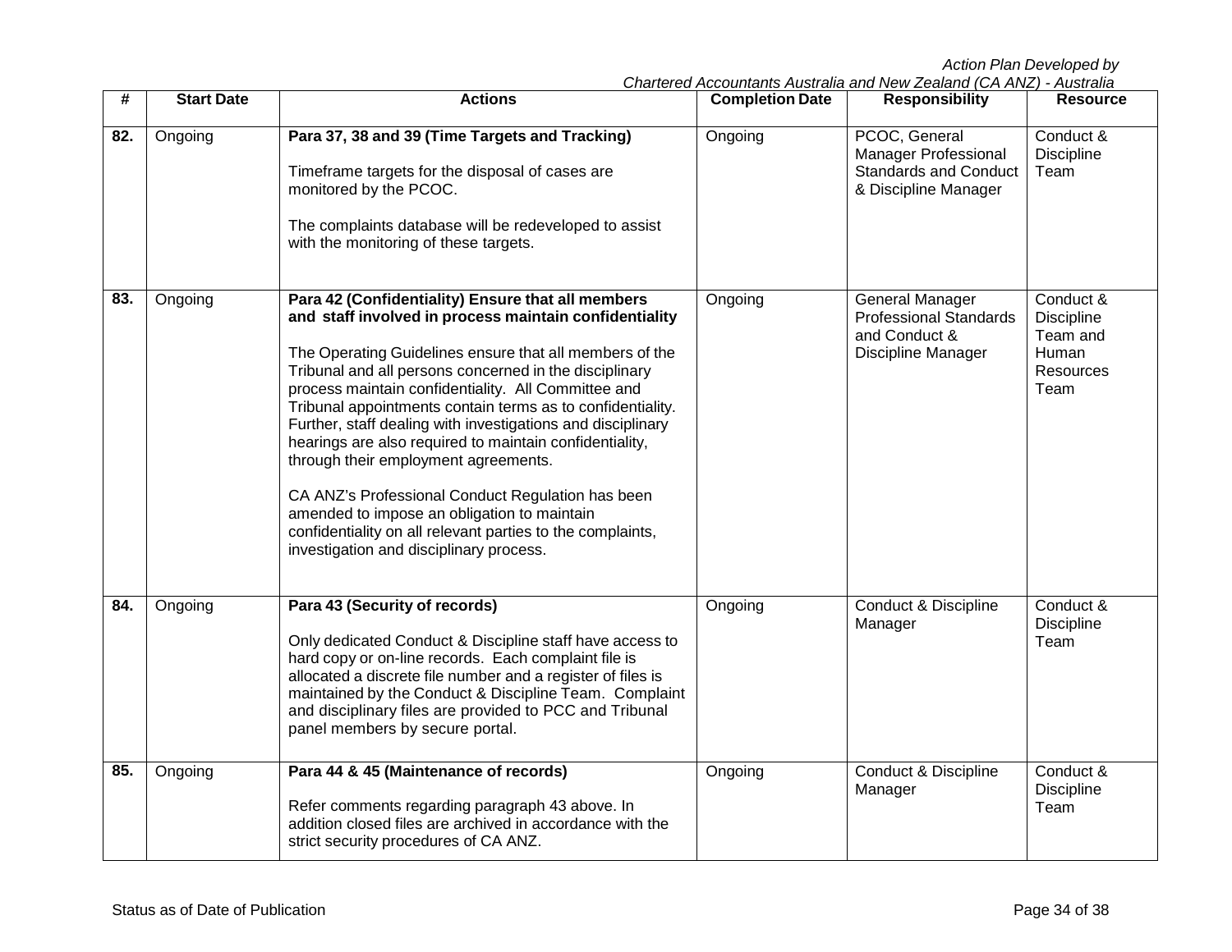| # | Start Date | Actions | Completion Date | Responsibility | Resource |
|---|---|---|---|---|---|
| 82. | Ongoing | **Para 37, 38 and 39 (Time Targets and Tracking)**<br><br>Timeframe targets for the disposal of cases are monitored by the PCOC.<br><br>The complaints database will be redeveloped to assist with the monitoring of these targets. | Ongoing | PCOC, General Manager Professional Standards and Conduct & Discipline Manager | Conduct & Discipline Team |
| 83. | Ongoing | **Para 42 (Confidentiality) Ensure that all members and staff involved in process maintain confidentiality**<br><br>The Operating Guidelines ensure that all members of the Tribunal and all persons concerned in the disciplinary process maintain confidentiality. All Committee and Tribunal appointments contain terms as to confidentiality. Further, staff dealing with investigations and disciplinary hearings are also required to maintain confidentiality, through their employment agreements.<br><br>CA ANZ's Professional Conduct Regulation has been amended to impose an obligation to maintain confidentiality on all relevant parties to the complaints, investigation and disciplinary process. | Ongoing | General Manager Professional Standards and Conduct & Discipline Manager | Conduct & Discipline Team and Human Resources Team |
| 84. | Ongoing | **Para 43 (Security of records)**<br><br>Only dedicated Conduct & Discipline staff have access to hard copy or on-line records. Each complaint file is allocated a discrete file number and a register of files is maintained by the Conduct & Discipline Team. Complaint and disciplinary files are provided to PCC and Tribunal panel members by secure portal. | Ongoing | Conduct & Discipline Manager | Conduct & Discipline Team |
| 85. | Ongoing | **Para 44 & 45 (Maintenance of records)**<br><br>Refer comments regarding paragraph 43 above. In addition closed files are archived in accordance with the strict security procedures of CA ANZ. | Ongoing | Conduct & Discipline Manager | Conduct & Discipline Team |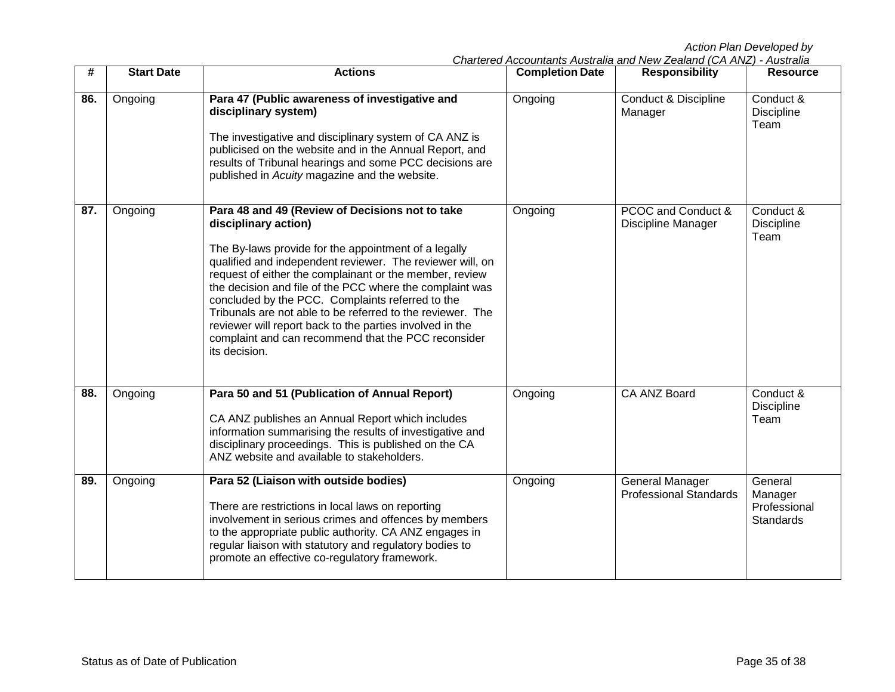| # | Start Date | Actions | Completion Date | Responsibility | Resource |
|---|---|---|---|---|---|
| **86.** | Ongoing | **Para 47 (Public awareness of investigative and disciplinary system)**<br><br>The investigative and disciplinary system of CA ANZ is publicised on the website and in the Annual Report, and results of Tribunal hearings and some PCC decisions are published in *Acuity* magazine and the website. | Ongoing | Conduct & Discipline Manager | Conduct & Discipline Team |
| **87.** | Ongoing | **Para 48 and 49 (Review of Decisions not to take disciplinary action)**<br><br>The By-laws provide for the appointment of a legally qualified and independent reviewer. The reviewer will, on request of either the complainant or the member, review the decision and file of the PCC where the complaint was concluded by the PCC. Complaints referred to the Tribunals are not able to be referred to the reviewer. The reviewer will report back to the parties involved in the complaint and can recommend that the PCC reconsider its decision. | Ongoing | PCOC and Conduct & Discipline Manager | Conduct & Discipline Team |
| **88.** | Ongoing | **Para 50 and 51 (Publication of Annual Report)**<br><br>CA ANZ publishes an Annual Report which includes information summarising the results of investigative and disciplinary proceedings. This is published on the CA ANZ website and available to stakeholders. | Ongoing | CA ANZ Board | Conduct & Discipline Team |
| **89.** | Ongoing | **Para 52 (Liaison with outside bodies)**<br><br>There are restrictions in local laws on reporting involvement in serious crimes and offences by members to the appropriate public authority. CA ANZ engages in regular liaison with statutory and regulatory bodies to promote an effective co-regulatory framework. | Ongoing | General Manager Professional Standards | General Manager Professional Standards |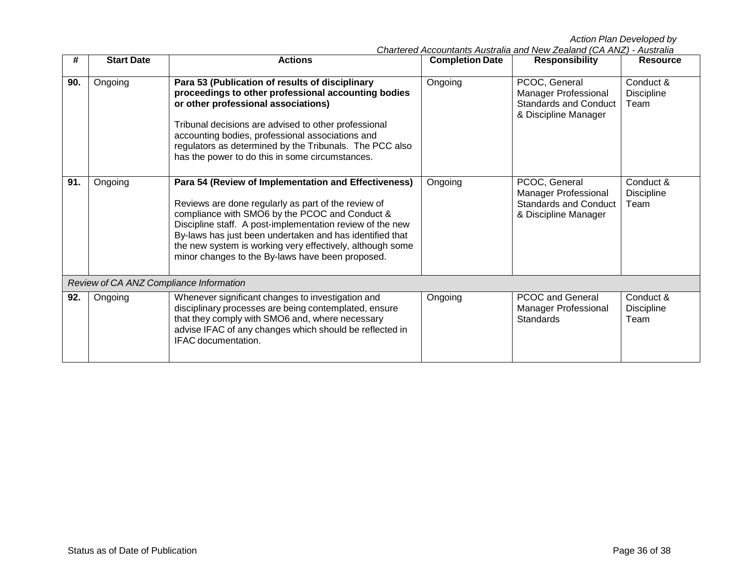| # | Start Date | Actions | Completion Date | Responsibility | Resource |
|---|---|---|---|---|---|
| **90.** | Ongoing | **Para 53 (Publication of results of disciplinary proceedings to other professional accounting bodies or other professional associations)**<br><br>Tribunal decisions are advised to other professional accounting bodies, professional associations and regulators as determined by the Tribunals. The PCC also has the power to do this in some circumstances. | Ongoing | PCOC, General Manager Professional Standards and Conduct & Discipline Manager | Conduct & Discipline Team |
| **91.** | Ongoing | **Para 54 (Review of Implementation and Effectiveness)**<br><br>Reviews are done regularly as part of the review of compliance with SMO6 by the PCOC and Conduct & Discipline staff. A post-implementation review of the new By-laws has just been undertaken and has identified that the new system is working very effectively, although some minor changes to the By-laws have been proposed. | Ongoing | PCOC, General Manager Professional Standards and Conduct & Discipline Manager | Conduct & Discipline Team |
| *Review of CA ANZ Compliance Information* | | | | | |
| **92.** | Ongoing | Whenever significant changes to investigation and disciplinary processes are being contemplated, ensure that they comply with SMO6 and, where necessary advise IFAC of any changes which should be reflected in IFAC documentation. | Ongoing | PCOC and General Manager Professional Standards | Conduct & Discipline Team |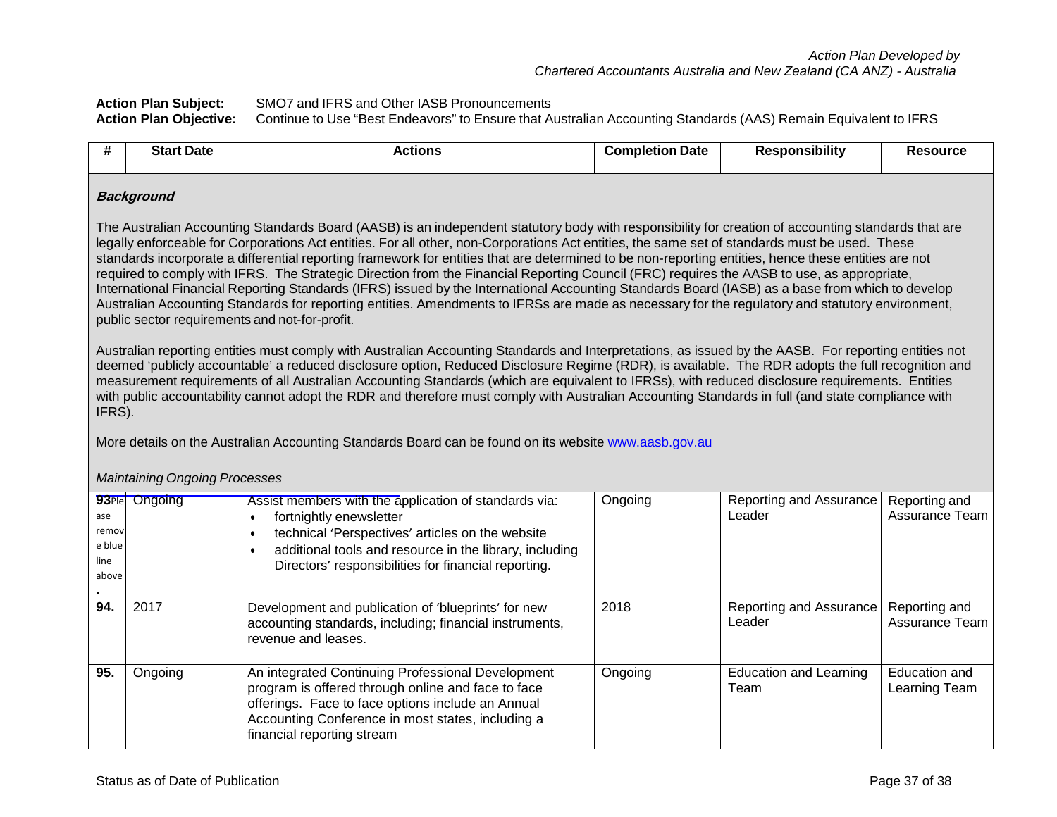*Action Plan Developed by*
*Chartered Accountants Australia and New Zealand (CA ANZ) - Australia*

**Action Plan Subject:** SMO7 and IFRS and Other IASB Pronouncements
**Action Plan Objective:** Continue to Use "Best Endeavors" to Ensure that Australian Accounting Standards (AAS) Remain Equivalent to IFRS

| # | Start Date | Actions | Completion Date | Responsibility | Resource |
|---|---|---|---|---|---|

***Background***

The Australian Accounting Standards Board (AASB) is an independent statutory body with responsibility for creation of accounting standards that are legally enforceable for Corporations Act entities. For all other, non-Corporations Act entities, the same set of standards must be used. These standards incorporate a differential reporting framework for entities that are determined to be non-reporting entities, hence these entities are not required to comply with IFRS. The Strategic Direction from the Financial Reporting Council (FRC) requires the AASB to use, as appropriate, International Financial Reporting Standards (IFRS) issued by the International Accounting Standards Board (IASB) as a base from which to develop Australian Accounting Standards for reporting entities. Amendments to IFRSs are made as necessary for the regulatory and statutory environment, public sector requirements and not-for-profit.

Australian reporting entities must comply with Australian Accounting Standards and Interpretations, as issued by the AASB. For reporting entities not deemed 'publicly accountable' a reduced disclosure option, Reduced Disclosure Regime (RDR), is available. The RDR adopts the full recognition and measurement requirements of all Australian Accounting Standards (which are equivalent to IFRSs), with reduced disclosure requirements. Entities with public accountability cannot adopt the RDR and therefore must comply with Australian Accounting Standards in full (and state compliance with IFRS).

More details on the Australian Accounting Standards Board can be found on its website www.aasb.gov.au

*Maintaining Ongoing Processes*

| # | Start Date | Actions | Completion Date | Responsibility | Resource |
|---|---|---|---|---|---|
| 93Please remove blue line above. | Ongoing | Assist members with the application of standards via:<br>• fortnightly enewsletter<br>• technical 'Perspectives' articles on the website<br>• additional tools and resource in the library, including Directors' responsibilities for financial reporting. | Ongoing | Reporting and Assurance Leader | Reporting and Assurance Team |
| 94. | 2017 | Development and publication of 'blueprints' for new accounting standards, including; financial instruments, revenue and leases. | 2018 | Reporting and Assurance Leader | Reporting and Assurance Team |
| 95. | Ongoing | An integrated Continuing Professional Development program is offered through online and face to face offerings. Face to face options include an Annual Accounting Conference in most states, including a financial reporting stream | Ongoing | Education and Learning Team | Education and Learning Team |

Status as of Date of Publication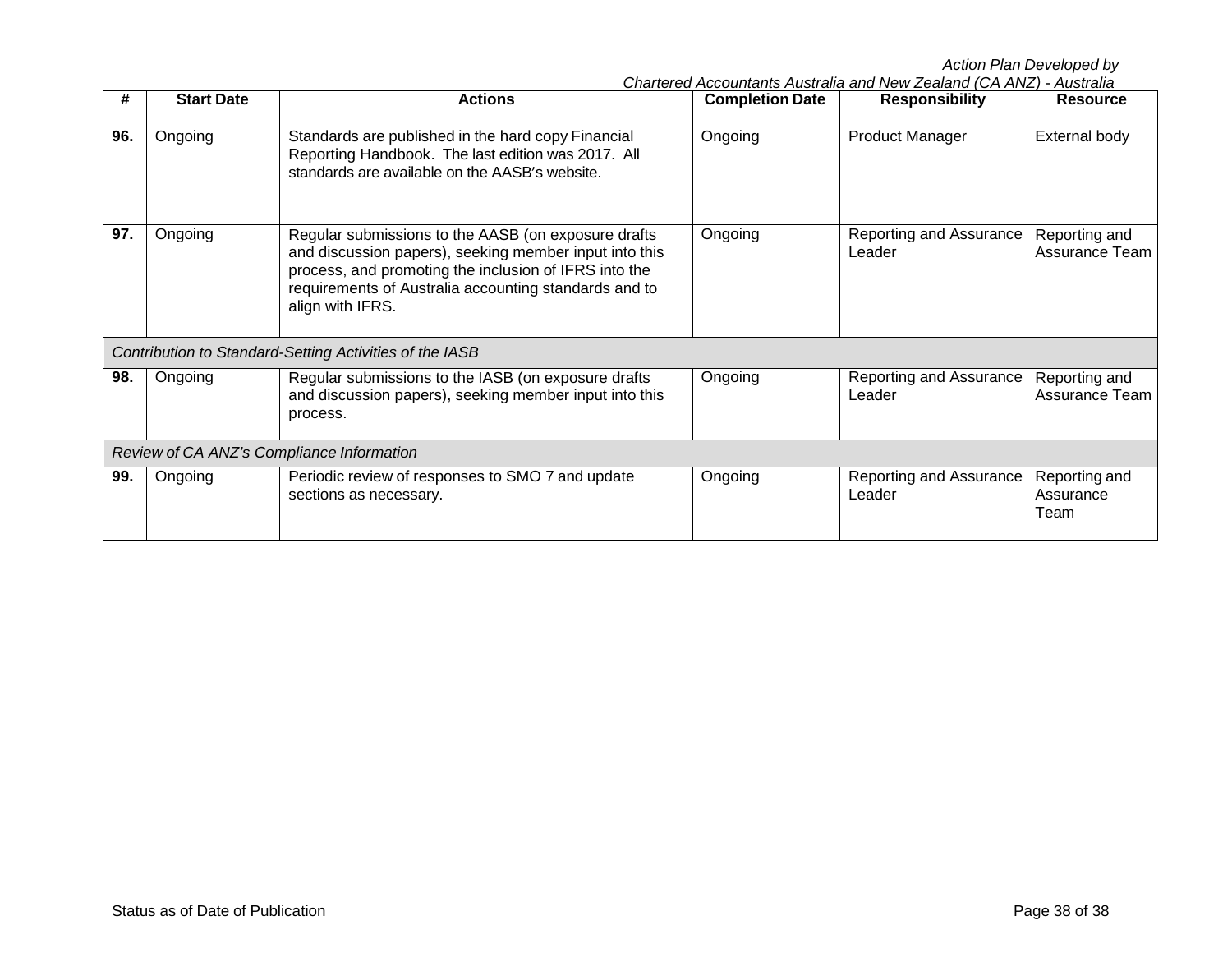| # | Start Date | Actions | Completion Date | Responsibility | Resource |
|---|---|---|---|---|---|
| **96.** | Ongoing | Standards are published in the hard copy Financial Reporting Handbook. The last edition was 2017. All standards are available on the AASB's website. | Ongoing | Product Manager | External body |
| **97.** | Ongoing | Regular submissions to the AASB (on exposure drafts and discussion papers), seeking member input into this process, and promoting the inclusion of IFRS into the requirements of Australia accounting standards and to align with IFRS. | Ongoing | Reporting and Assurance Leader | Reporting and Assurance Team |
| *Contribution to Standard-Setting Activities of the IASB* | | | | | |
| **98.** | Ongoing | Regular submissions to the IASB (on exposure drafts and discussion papers), seeking member input into this process. | Ongoing | Reporting and Assurance Leader | Reporting and Assurance Team |
| *Review of CA ANZ's Compliance Information* | | | | | |
| **99.** | Ongoing | Periodic review of responses to SMO 7 and update sections as necessary. | Ongoing | Reporting and Assurance Leader | Reporting and Assurance Team |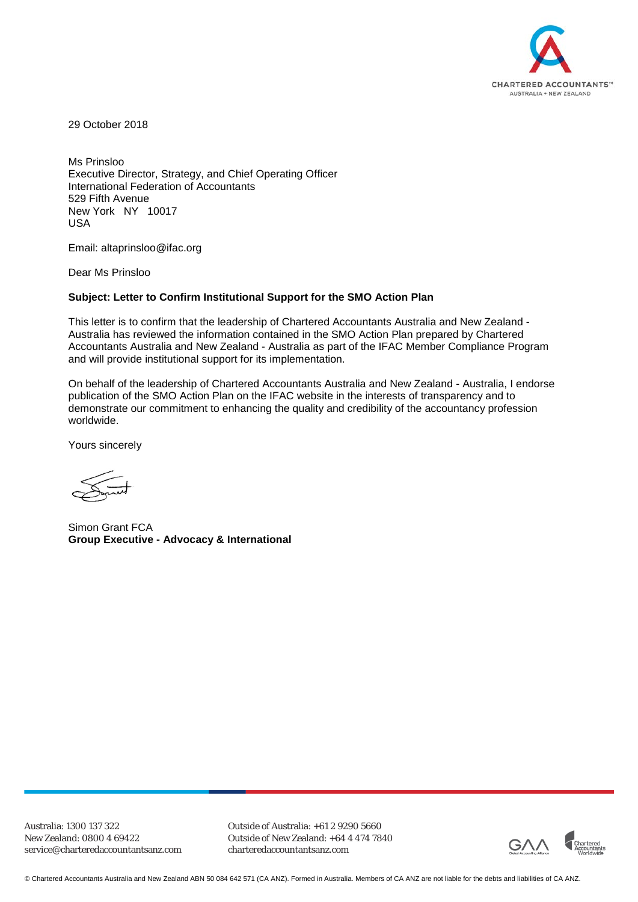29 October 2018

Ms Prinsloo
Executive Director, Strategy, and Chief Operating Officer
International Federation of Accountants
529 Fifth Avenue
New York NY 10017
USA

Email: altaprinsloo@ifac.org

Dear Ms Prinsloo

**Subject: Letter to Confirm Institutional Support for the SMO Action Plan**

This letter is to confirm that the leadership of Chartered Accountants Australia and New Zealand - Australia has reviewed the information contained in the SMO Action Plan prepared by Chartered Accountants Australia and New Zealand - Australia as part of the IFAC Member Compliance Program and will provide institutional support for its implementation.

On behalf of the leadership of Chartered Accountants Australia and New Zealand - Australia, I endorse publication of the SMO Action Plan on the IFAC website in the interests of transparency and to demonstrate our commitment to enhancing the quality and credibility of the accountancy profession worldwide.

Yours sincerely

Simon Grant FCA
**Group Executive - Advocacy & International**

Australia: 1300 137 322
New Zealand: 0800 4 69422
service@charteredaccountantsanz.com

Outside of Australia: +61 2 9290 5660
Outside of New Zealand: +64 4 474 7840
charteredaccountantsanz.com

© Chartered Accountants Australia and New Zealand ABN 50 084 642 571 (CA ANZ). Formed in Australia. Members of CA ANZ are not liable for the debts and liabilities of CA ANZ.